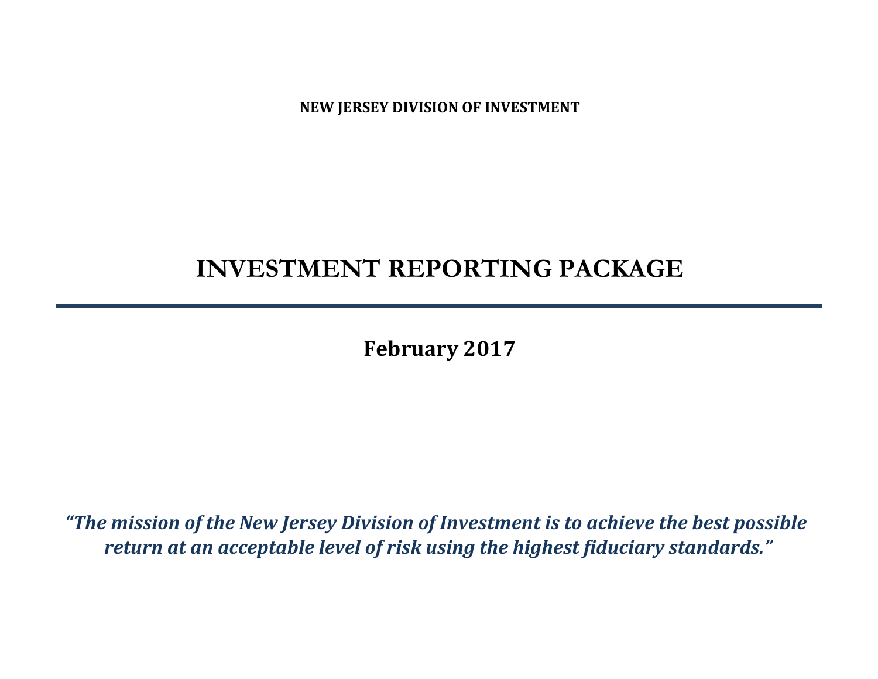**NEW JERSEY DIVISION OF INVESTMENT**

# INVESTMENT REPORTING PACKAGE

---

## February 2017

***"The mission of the New Jersey Division of Investment is to achieve the best possible return at an acceptable level of risk using the highest fiduciary standards."***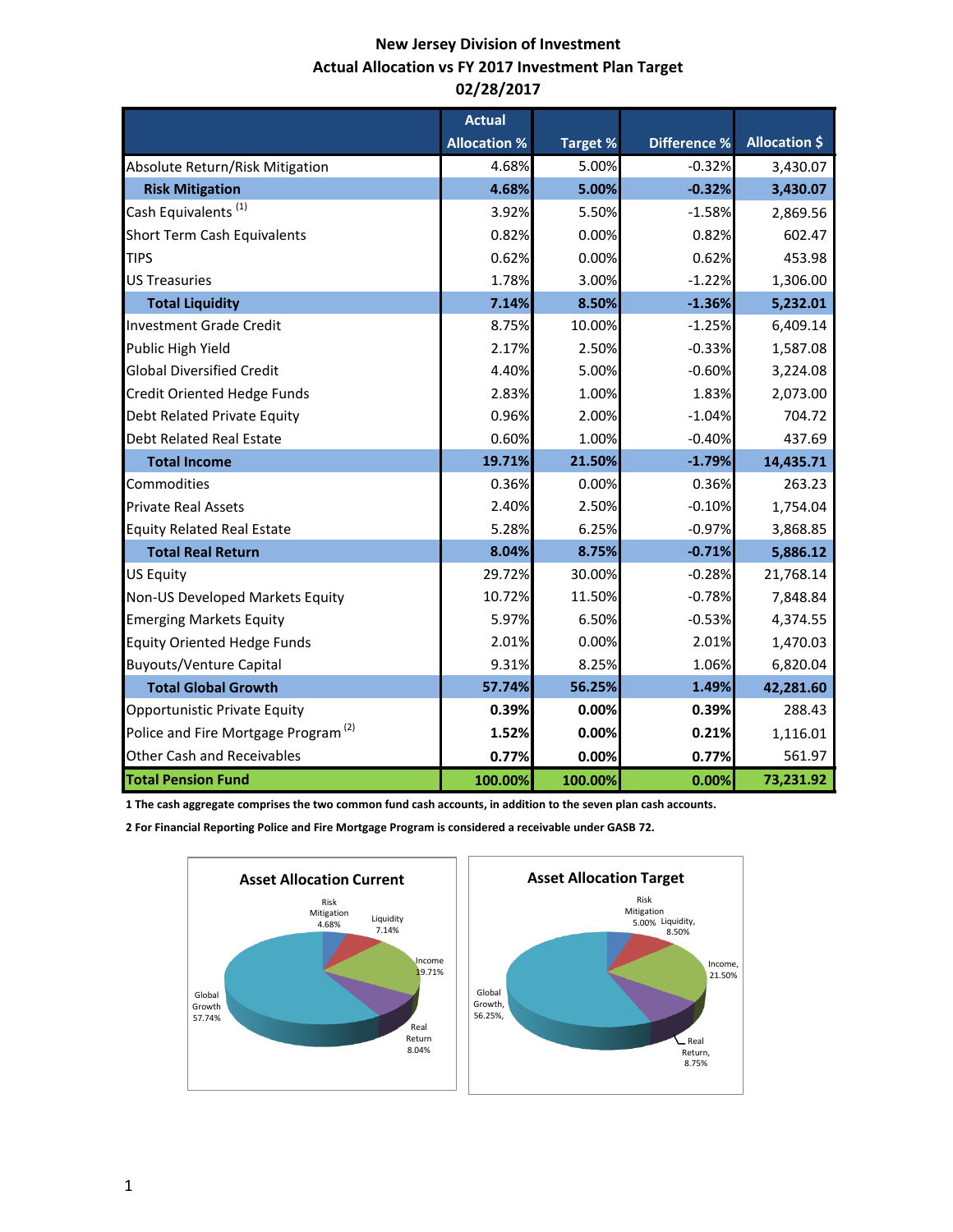# New Jersey Division of Investment
## Actual Allocation vs FY 2017 Investment Plan Target
## 02/28/2017

| | Actual Allocation % | Target % | Difference % | Allocation $ |
|---|---|---|---|---|
| Absolute Return/Risk Mitigation | 4.68% | 5.00% | -0.32% | 3,430.07 |
| **Risk Mitigation** | **4.68%** | **5.00%** | **-0.32%** | **3,430.07** |
| Cash Equivalents [1] | 3.92% | 5.50% | -1.58% | 2,869.56 |
| Short Term Cash Equivalents | 0.82% | 0.00% | 0.82% | 602.47 |
| TIPS | 0.62% | 0.00% | 0.62% | 453.98 |
| US Treasuries | 1.78% | 3.00% | -1.22% | 1,306.00 |
| **Total Liquidity** | **7.14%** | **8.50%** | **-1.36%** | **5,232.01** |
| Investment Grade Credit | 8.75% | 10.00% | -1.25% | 6,409.14 |
| Public High Yield | 2.17% | 2.50% | -0.33% | 1,587.08 |
| Global Diversified Credit | 4.40% | 5.00% | -0.60% | 3,224.08 |
| Credit Oriented Hedge Funds | 2.83% | 1.00% | 1.83% | 2,073.00 |
| Debt Related Private Equity | 0.96% | 2.00% | -1.04% | 704.72 |
| Debt Related Real Estate | 0.60% | 1.00% | -0.40% | 437.69 |
| **Total Income** | **19.71%** | **21.50%** | **-1.79%** | **14,435.71** |
| Commodities | 0.36% | 0.00% | 0.36% | 263.23 |
| Private Real Assets | 2.40% | 2.50% | -0.10% | 1,754.04 |
| Equity Related Real Estate | 5.28% | 6.25% | -0.97% | 3,868.85 |
| **Total Real Return** | **8.04%** | **8.75%** | **-0.71%** | **5,886.12** |
| US Equity | 29.72% | 30.00% | -0.28% | 21,768.14 |
| Non-US Developed Markets Equity | 10.72% | 11.50% | -0.78% | 7,848.84 |
| Emerging Markets Equity | 5.97% | 6.50% | -0.53% | 4,374.55 |
| Equity Oriented Hedge Funds | 2.01% | 0.00% | 2.01% | 1,470.03 |
| Buyouts/Venture Capital | 9.31% | 8.25% | 1.06% | 6,820.04 |
| **Total Global Growth** | **57.74%** | **56.25%** | **1.49%** | **42,281.60** |
| Opportunistic Private Equity | **0.39%** | **0.00%** | 0.39% | 288.43 |
| Police and Fire Mortgage Program [2] | **1.52%** | **0.00%** | 0.21% | 1,116.01 |
| Other Cash and Receivables | **0.77%** | **0.00%** | 0.77% | 561.97 |
| **Total Pension Fund** | **100.00%** | **100.00%** | **0.00%** | **73,231.92** |

**1 The cash aggregate comprises the two common fund cash accounts, in addition to the seven plan cash accounts.**

**2 For Financial Reporting Police and Fire Mortgage Program is considered a receivable under GASB 72.**

**Asset Allocation Current**

Risk Mitigation 4.68%; Liquidity 7.14%; Income 19.71%; Real Return 8.04%; Global Growth 57.74%

**Asset Allocation Target**

Risk Mitigation 5.00%; Liquidity, 8.50%; Income, 21.50%; Real Return, 8.75%; Global Growth, 56.25%,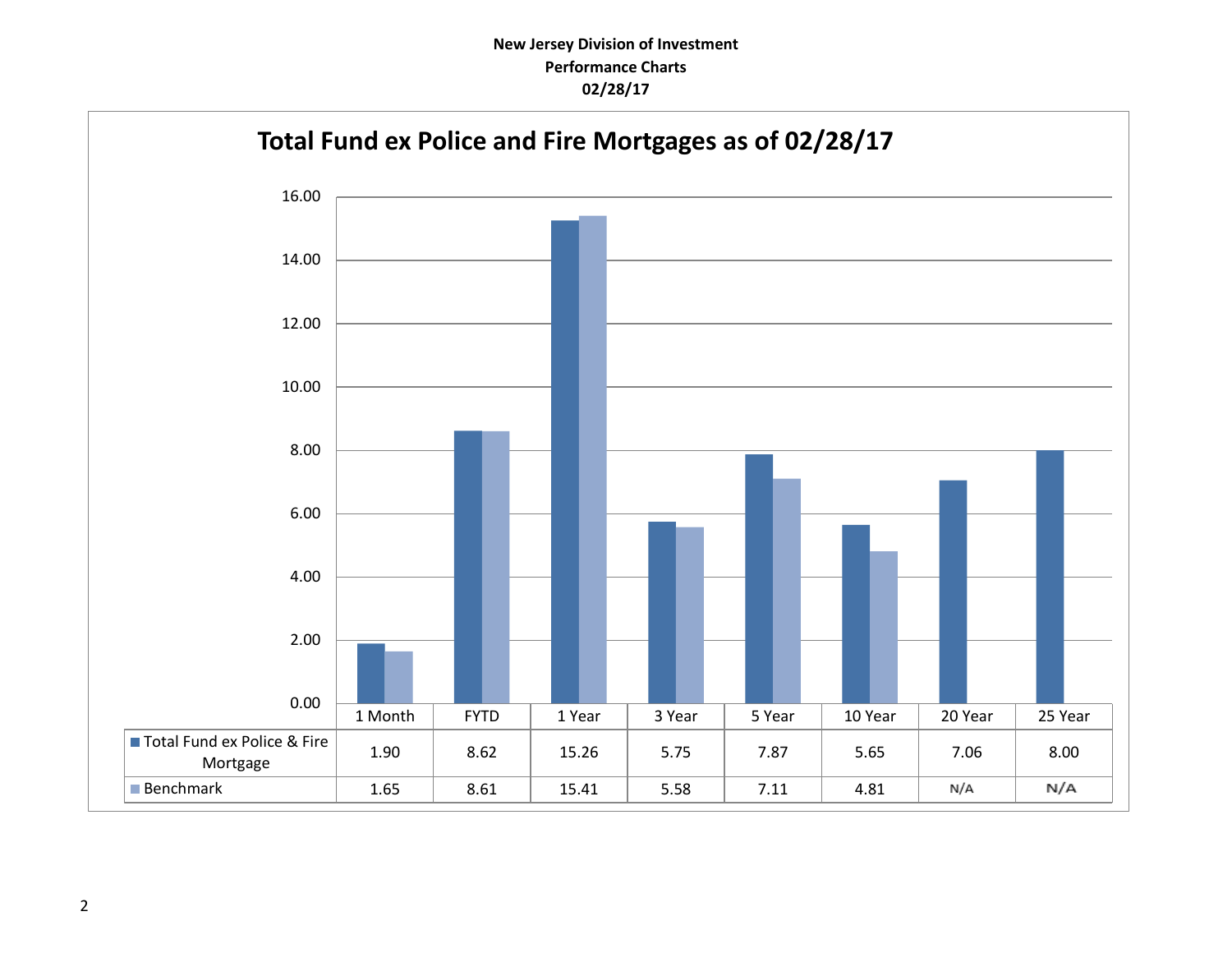**New Jersey Division of Investment**
**Performance Charts**
**02/28/17**

## Total Fund ex Police and Fire Mortgages as of 02/28/17

| | 1 Month | FYTD | 1 Year | 3 Year | 5 Year | 10 Year | 20 Year | 25 Year |
|---|---|---|---|---|---|---|---|---|
| Total Fund ex Police & Fire Mortgage | 1.90 | 8.62 | 15.26 | 5.75 | 7.87 | 5.65 | 7.06 | 8.00 |
| Benchmark | 1.65 | 8.61 | 15.41 | 5.58 | 7.11 | 4.81 | N/A | N/A |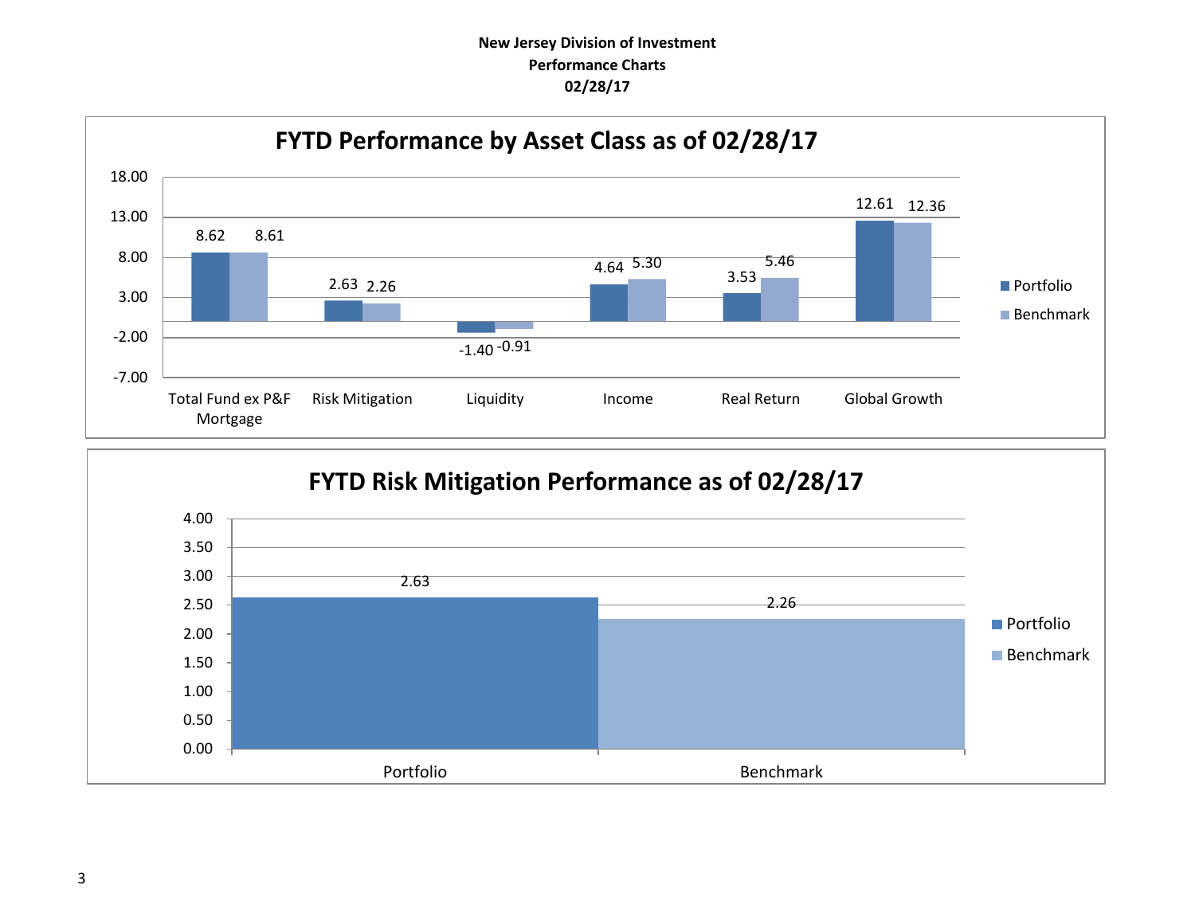**New Jersey Division of Investment**
**Performance Charts**
**02/28/17**

## FYTD Performance by Asset Class as of 02/28/17

| | Portfolio | Benchmark |
|---|---|---|
| Total Fund ex P&F Mortgage | 8.62 | 8.61 |
| Risk Mitigation | 2.63 | 2.26 |
| Liquidity | -1.40 | -0.91 |
| Income | 4.64 | 5.30 |
| Real Return | 3.53 | 5.46 |
| Global Growth | 12.61 | 12.36 |

## FYTD Risk Mitigation Performance as of 02/28/17

| | Value |
|---|---|
| Portfolio | 2.63 |
| Benchmark | 2.26 |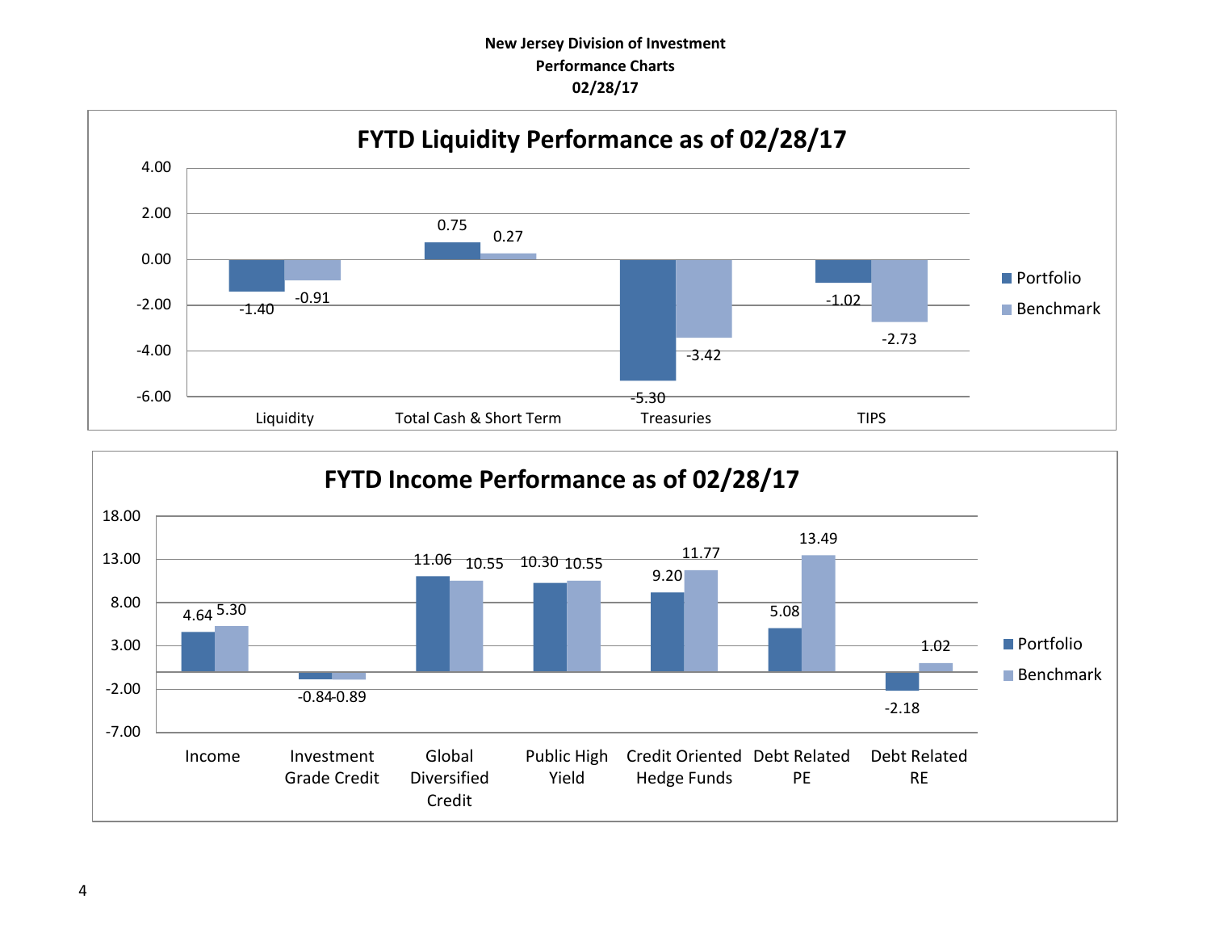**New Jersey Division of Investment**
**Performance Charts**
**02/28/17**

## FYTD Liquidity Performance as of 02/28/17

| | Portfolio | Benchmark |
|---|---|---|
| Liquidity | -1.40 | -0.91 |
| Total Cash & Short Term | 0.75 | 0.27 |
| Treasuries | -5.30 | -3.42 |
| TIPS | -1.02 | -2.73 |

## FYTD Income Performance as of 02/28/17

| | Portfolio | Benchmark |
|---|---|---|
| Income | 4.64 | 5.30 |
| Investment Grade Credit | -0.84 | -0.89 |
| Global Diversified Credit | 11.06 | 10.55 |
| Public High Yield | 10.30 | 10.55 |
| Credit Oriented Hedge Funds | 9.20 | 11.77 |
| Debt Related PE | 5.08 | 13.49 |
| Debt Related RE | -2.18 | 1.02 |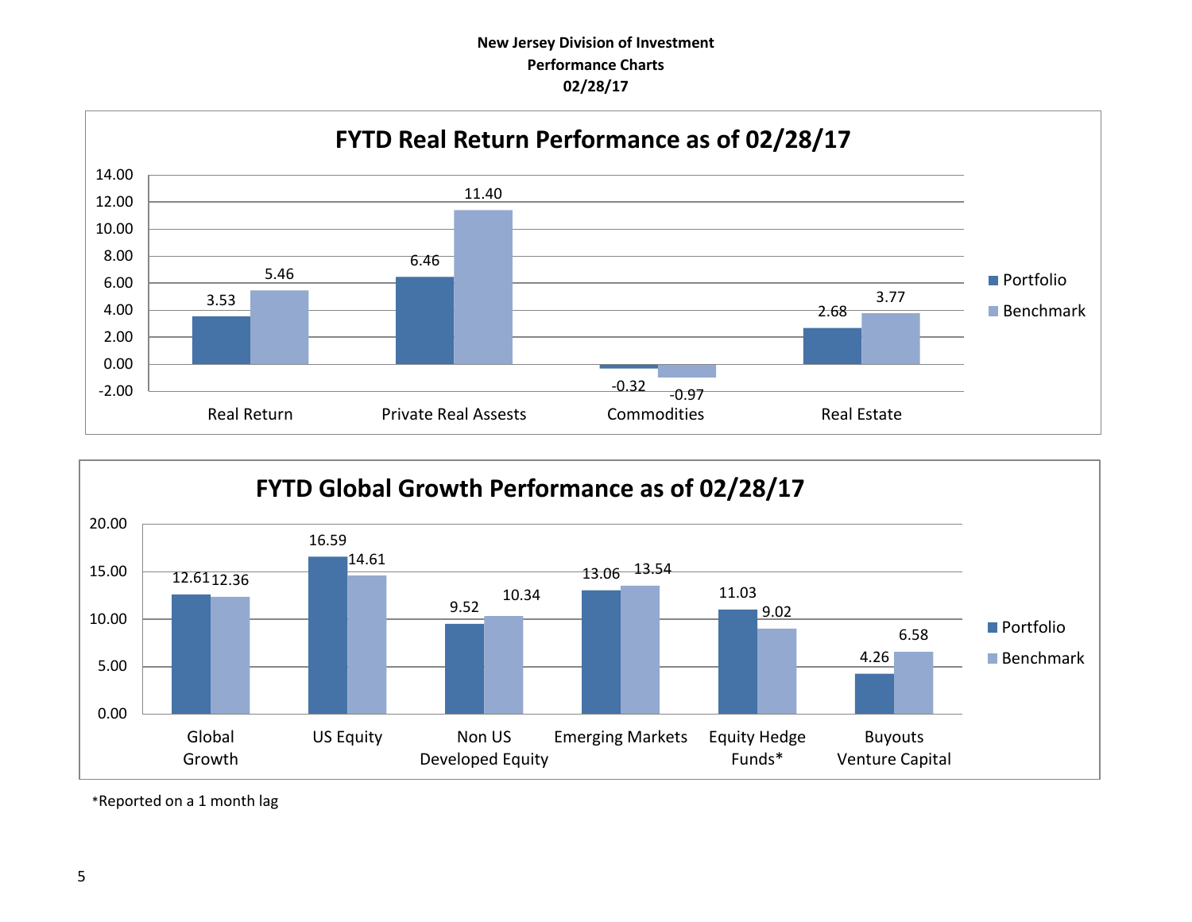**New Jersey Division of Investment**
**Performance Charts**
**02/28/17**

## FYTD Real Return Performance as of 02/28/17

| | Portfolio | Benchmark |
|---|---|---|
| Real Return | 3.53 | 5.46 |
| Private Real Assests | 6.46 | 11.40 |
| Commodities | -0.32 | -0.97 |
| Real Estate | 2.68 | 3.77 |

## FYTD Global Growth Performance as of 02/28/17

| | Portfolio | Benchmark |
|---|---|---|
| Global Growth | 12.61 | 12.36 |
| US Equity | 16.59 | 14.61 |
| Non US Developed Equity | 9.52 | 10.34 |
| Emerging Markets | 13.06 | 13.54 |
| Equity Hedge Funds* | 11.03 | 9.02 |
| Buyouts Venture Capital | 4.26 | 6.58 |

*Reported on a 1 month lag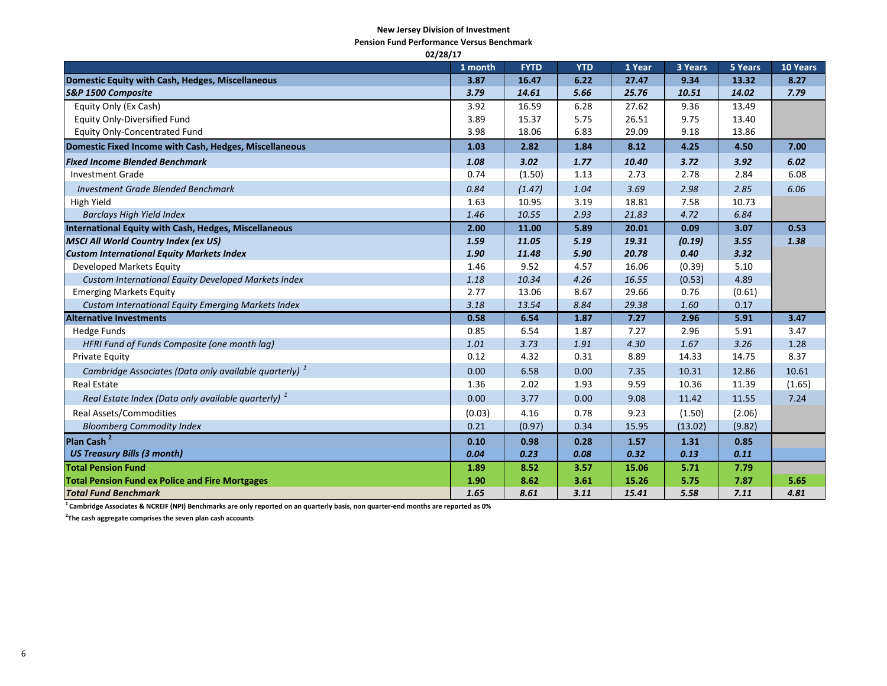**New Jersey Division of Investment**
**Pension Fund Performance Versus Benchmark**
**02/28/17**

| | 1 month | FYTD | YTD | 1 Year | 3 Years | 5 Years | 10 Years |
|---|---|---|---|---|---|---|---|
| **Domestic Equity with Cash, Hedges, Miscellaneous** | **3.87** | **16.47** | **6.22** | **27.47** | **9.34** | **13.32** | **8.27** |
| ***S&P 1500 Composite*** | ***3.79*** | ***14.61*** | ***5.66*** | ***25.76*** | ***10.51*** | ***14.02*** | ***7.79*** |
| Equity Only (Ex Cash) | 3.92 | 16.59 | 6.28 | 27.62 | 9.36 | 13.49 | |
| Equity Only-Diversified Fund | 3.89 | 15.37 | 5.75 | 26.51 | 9.75 | 13.40 | |
| Equity Only-Concentrated Fund | 3.98 | 18.06 | 6.83 | 29.09 | 9.18 | 13.86 | |
| **Domestic Fixed Income with Cash, Hedges, Miscellaneous** | **1.03** | **2.82** | **1.84** | **8.12** | **4.25** | **4.50** | **7.00** |
| ***Fixed Income Blended Benchmark*** | ***1.08*** | ***3.02*** | ***1.77*** | ***10.40*** | ***3.72*** | ***3.92*** | ***6.02*** |
| Investment Grade | 0.74 | (1.50) | 1.13 | 2.73 | 2.78 | 2.84 | 6.08 |
| *Investment Grade Blended Benchmark* | *0.84* | *(1.47)* | *1.04* | *3.69* | *2.98* | *2.85* | *6.06* |
| High Yield | 1.63 | 10.95 | 3.19 | 18.81 | 7.58 | 10.73 | |
| *Barclays High Yield Index* | *1.46* | *10.55* | *2.93* | *21.83* | *4.72* | *6.84* | |
| **International Equity with Cash, Hedges, Miscellaneous** | **2.00** | **11.00** | **5.89** | **20.01** | **0.09** | **3.07** | **0.53** |
| ***MSCI All World Country Index (ex US)*** | ***1.59*** | ***11.05*** | ***5.19*** | ***19.31*** | ***(0.19)*** | ***3.55*** | ***1.38*** |
| ***Custom International Equity Markets Index*** | ***1.90*** | ***11.48*** | ***5.90*** | ***20.78*** | ***0.40*** | ***3.32*** | |
| Developed Markets Equity | 1.46 | 9.52 | 4.57 | 16.06 | (0.39) | 5.10 | |
| *Custom International Equity Developed Markets Index* | *1.18* | *10.34* | *4.26* | *16.55* | *(0.53)* | *4.89* | |
| Emerging Markets Equity | 2.77 | 13.06 | 8.67 | 29.66 | 0.76 | (0.61) | |
| *Custom International Equity Emerging Markets Index* | *3.18* | *13.54* | *8.84* | *29.38* | *1.60* | *0.17* | |
| **Alternative Investments** | **0.58** | **6.54** | **1.87** | **7.27** | **2.96** | **5.91** | **3.47** |
| Hedge Funds | 0.85 | 6.54 | 1.87 | 7.27 | 2.96 | 5.91 | 3.47 |
| *HFRI Fund of Funds Composite (one month lag)* | *1.01* | *3.73* | *1.91* | *4.30* | *1.67* | *3.26* | *1.28* |
| Private Equity | 0.12 | 4.32 | 0.31 | 8.89 | 14.33 | 14.75 | 8.37 |
| *Cambridge Associates (Data only available quarterly)* [1] | 0.00 | 6.58 | 0.00 | 7.35 | 10.31 | 12.86 | 10.61 |
| Real Estate | 1.36 | 2.02 | 1.93 | 9.59 | 10.36 | 11.39 | (1.65) |
| *Real Estate Index (Data only available quarterly)* [1] | 0.00 | 3.77 | 0.00 | 9.08 | 11.42 | 11.55 | 7.24 |
| Real Assets/Commodities | (0.03) | 4.16 | 0.78 | 9.23 | (1.50) | (2.06) | |
| *Bloomberg Commodity Index* | 0.21 | (0.97) | 0.34 | 15.95 | (13.02) | (9.82) | |
| **Plan Cash** [2] | **0.10** | **0.98** | **0.28** | **1.57** | **1.31** | **0.85** | |
| ***US Treasury Bills (3 month)*** | ***0.04*** | ***0.23*** | ***0.08*** | ***0.32*** | ***0.13*** | ***0.11*** | |
| **Total Pension Fund** | **1.89** | **8.52** | **3.57** | **15.06** | **5.71** | **7.79** | |
| **Total Pension Fund ex Police and Fire Mortgages** | **1.90** | **8.62** | **3.61** | **15.26** | **5.75** | **7.87** | **5.65** |
| ***Total Fund Benchmark*** | ***1.65*** | ***8.61*** | ***3.11*** | ***15.41*** | ***5.58*** | ***7.11*** | ***4.81*** |

[1] **Cambridge Associates & NCREIF (NPI) Benchmarks are only reported on an quarterly basis, non quarter-end months are reported as 0%**

[2] **The cash aggregate comprises the seven plan cash accounts**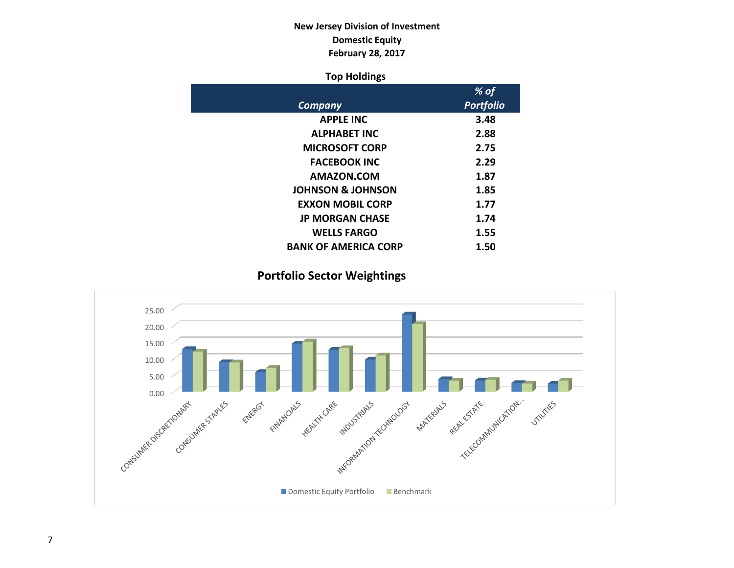**New Jersey Division of Investment**
**Domestic Equity**
**February 28, 2017**

**Top Holdings**

| *Company* | *% of Portfolio* |
|---|---|
| APPLE INC | 3.48 |
| ALPHABET INC | 2.88 |
| MICROSOFT CORP | 2.75 |
| FACEBOOK INC | 2.29 |
| AMAZON.COM | 1.87 |
| JOHNSON & JOHNSON | 1.85 |
| EXXON MOBIL CORP | 1.77 |
| JP MORGAN CHASE | 1.74 |
| WELLS FARGO | 1.55 |
| BANK OF AMERICA CORP | 1.50 |

## Portfolio Sector Weightings

25.00
20.00
15.00
10.00
5.00
0.00

CONSUMER DISCRETIONARY, CONSUMER STAPLES, ENERGY, FINANCIALS, HEALTH CARE, INDUSTRIALS, INFORMATION TECHNOLOGY, MATERIALS, REAL ESTATE, TELECOMMUNICATION..., UTILITIES

Domestic Equity Portfolio   Benchmark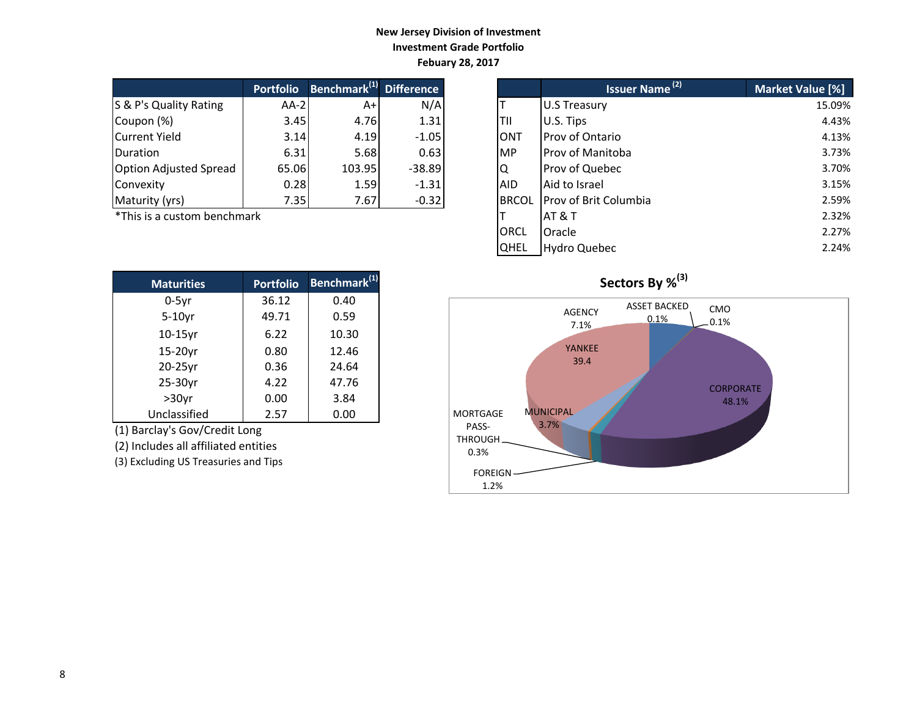**New Jersey Division of Investment**
**Investment Grade Portfolio**
**Febuary 28, 2017**

| | Portfolio | Benchmark[(1)] | Difference |
|---|---|---|---|
| S & P's Quality Rating | AA-2 | A+ | N/A |
| Coupon (%) | 3.45 | 4.76 | 1.31 |
| Current Yield | 3.14 | 4.19 | -1.05 |
| Duration | 6.31 | 5.68 | 0.63 |
| Option Adjusted Spread | 65.06 | 103.95 | -38.89 |
| Convexity | 0.28 | 1.59 | -1.31 |
| Maturity (yrs) | 7.35 | 7.67 | -0.32 |

*This is a custom benchmark

| | Issuer Name [(2)] | Market Value [%] |
|---|---|---|
| T | U.S Treasury | 15.09% |
| TII | U.S. Tips | 4.43% |
| ONT | Prov of Ontario | 4.13% |
| MP | Prov of Manitoba | 3.73% |
| Q | Prov of Quebec | 3.70% |
| AID | Aid to Israel | 3.15% |
| BRCOL | Prov of Brit Columbia | 2.59% |
| T | AT & T | 2.32% |
| ORCL | Oracle | 2.27% |
| QHEL | Hydro Quebec | 2.24% |

| Maturities | Portfolio | Benchmark[(1)] |
|---|---|---|
| 0-5yr | 36.12 | 0.40 |
| 5-10yr | 49.71 | 0.59 |
| 10-15yr | 6.22 | 10.30 |
| 15-20yr | 0.80 | 12.46 |
| 20-25yr | 0.36 | 24.64 |
| 25-30yr | 4.22 | 47.76 |
| >30yr | 0.00 | 3.84 |
| Unclassified | 2.57 | 0.00 |

(1) Barclay's Gov/Credit Long
(2) Includes all affiliated entities
(3) Excluding US Treasuries and Tips

**Sectors By %[(3)]**

| Sector | % |
|---|---|
| AGENCY | 7.1% |
| ASSET BACKED | 0.1% |
| CMO | 0.1% |
| CORPORATE | 48.1% |
| FOREIGN | 1.2% |
| MORTGAGE PASS-THROUGH | 0.3% |
| MUNICIPAL | 3.7% |
| YANKEE | 39.4 |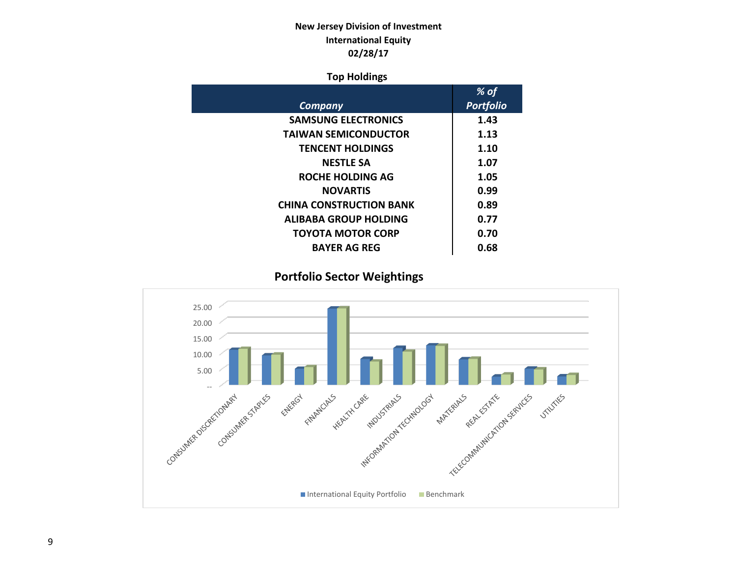**New Jersey Division of Investment**
**International Equity**
**02/28/17**

### Top Holdings

| *Company* | *% of Portfolio* |
|---|---|
| SAMSUNG ELECTRONICS | 1.43 |
| TAIWAN SEMICONDUCTOR | 1.13 |
| TENCENT HOLDINGS | 1.10 |
| NESTLE SA | 1.07 |
| ROCHE HOLDING AG | 1.05 |
| NOVARTIS | 0.99 |
| CHINA CONSTRUCTION BANK | 0.89 |
| ALIBABA GROUP HOLDING | 0.77 |
| TOYOTA MOTOR CORP | 0.70 |
| BAYER AG REG | 0.68 |

### Portfolio Sector Weightings

Y-axis: --, 5.00, 10.00, 15.00, 20.00, 25.00

Sectors: CONSUMER DISCRETIONARY, CONSUMER STAPLES, ENERGY, FINANCIALS, HEALTH CARE, INDUSTRIALS, INFORMATION TECHNOLOGY, MATERIALS, REAL ESTATE, TELECOMMUNICATION SERVICES, UTILITIES

Legend: International Equity Portfolio, Benchmark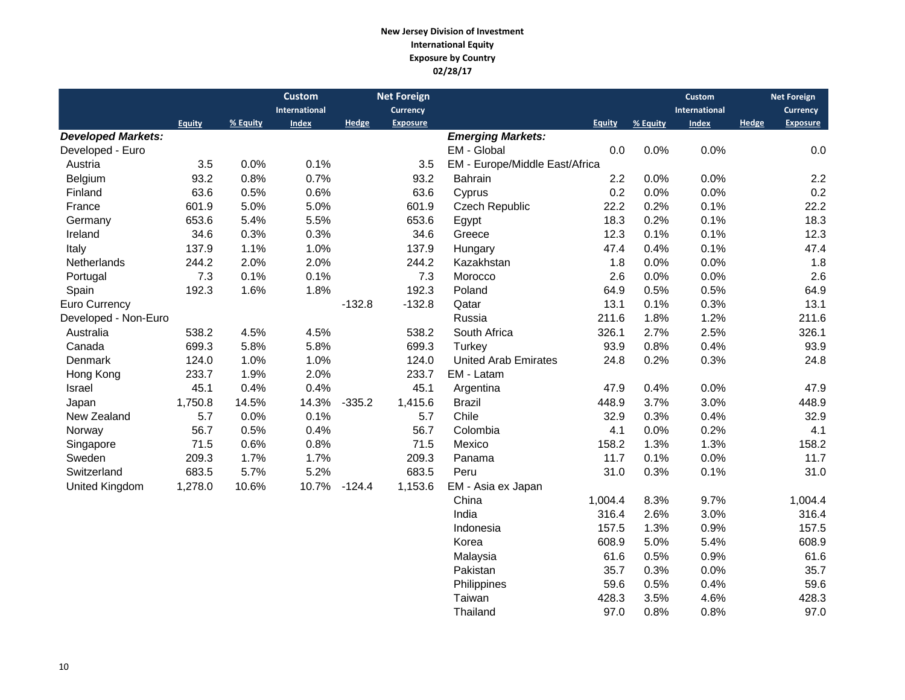**New Jersey Division of Investment**
**International Equity**
**Exposure by Country**
**02/28/17**

| | Equity | % Equity | Custom International Index | Hedge | Net Foreign Currency Exposure |
|---|---|---|---|---|---|
| ***Developed Markets:*** | | | | | |
| Developed - Euro | | | | | |
| Austria | 3.5 | 0.0% | 0.1% | | 3.5 |
| Belgium | 93.2 | 0.8% | 0.7% | | 93.2 |
| Finland | 63.6 | 0.5% | 0.6% | | 63.6 |
| France | 601.9 | 5.0% | 5.0% | | 601.9 |
| Germany | 653.6 | 5.4% | 5.5% | | 653.6 |
| Ireland | 34.6 | 0.3% | 0.3% | | 34.6 |
| Italy | 137.9 | 1.1% | 1.0% | | 137.9 |
| Netherlands | 244.2 | 2.0% | 2.0% | | 244.2 |
| Portugal | 7.3 | 0.1% | 0.1% | | 7.3 |
| Spain | 192.3 | 1.6% | 1.8% | | 192.3 |
| Euro Currency | | | | -132.8 | -132.8 |
| Developed - Non-Euro | | | | | |
| Australia | 538.2 | 4.5% | 4.5% | | 538.2 |
| Canada | 699.3 | 5.8% | 5.8% | | 699.3 |
| Denmark | 124.0 | 1.0% | 1.0% | | 124.0 |
| Hong Kong | 233.7 | 1.9% | 2.0% | | 233.7 |
| Israel | 45.1 | 0.4% | 0.4% | | 45.1 |
| Japan | 1,750.8 | 14.5% | 14.3% | -335.2 | 1,415.6 |
| New Zealand | 5.7 | 0.0% | 0.1% | | 5.7 |
| Norway | 56.7 | 0.5% | 0.4% | | 56.7 |
| Singapore | 71.5 | 0.6% | 0.8% | | 71.5 |
| Sweden | 209.3 | 1.7% | 1.7% | | 209.3 |
| Switzerland | 683.5 | 5.7% | 5.2% | | 683.5 |
| United Kingdom | 1,278.0 | 10.6% | 10.7% | -124.4 | 1,153.6 |

| | Equity | % Equity | Custom International Index | Hedge | Net Foreign Currency Exposure |
|---|---|---|---|---|---|
| ***Emerging Markets:*** | | | | | |
| EM - Global | 0.0 | 0.0% | 0.0% | | 0.0 |
| EM - Europe/Middle East/Africa | | | | | |
| Bahrain | 2.2 | 0.0% | 0.0% | | 2.2 |
| Cyprus | 0.2 | 0.0% | 0.0% | | 0.2 |
| Czech Republic | 22.2 | 0.2% | 0.1% | | 22.2 |
| Egypt | 18.3 | 0.2% | 0.1% | | 18.3 |
| Greece | 12.3 | 0.1% | 0.1% | | 12.3 |
| Hungary | 47.4 | 0.4% | 0.1% | | 47.4 |
| Kazakhstan | 1.8 | 0.0% | 0.0% | | 1.8 |
| Morocco | 2.6 | 0.0% | 0.0% | | 2.6 |
| Poland | 64.9 | 0.5% | 0.5% | | 64.9 |
| Qatar | 13.1 | 0.1% | 0.3% | | 13.1 |
| Russia | 211.6 | 1.8% | 1.2% | | 211.6 |
| South Africa | 326.1 | 2.7% | 2.5% | | 326.1 |
| Turkey | 93.9 | 0.8% | 0.4% | | 93.9 |
| United Arab Emirates | 24.8 | 0.2% | 0.3% | | 24.8 |
| EM - Latam | | | | | |
| Argentina | 47.9 | 0.4% | 0.0% | | 47.9 |
| Brazil | 448.9 | 3.7% | 3.0% | | 448.9 |
| Chile | 32.9 | 0.3% | 0.4% | | 32.9 |
| Colombia | 4.1 | 0.0% | 0.2% | | 4.1 |
| Mexico | 158.2 | 1.3% | 1.3% | | 158.2 |
| Panama | 11.7 | 0.1% | 0.0% | | 11.7 |
| Peru | 31.0 | 0.3% | 0.1% | | 31.0 |
| EM - Asia ex Japan | | | | | |
| China | 1,004.4 | 8.3% | 9.7% | | 1,004.4 |
| India | 316.4 | 2.6% | 3.0% | | 316.4 |
| Indonesia | 157.5 | 1.3% | 0.9% | | 157.5 |
| Korea | 608.9 | 5.0% | 5.4% | | 608.9 |
| Malaysia | 61.6 | 0.5% | 0.9% | | 61.6 |
| Pakistan | 35.7 | 0.3% | 0.0% | | 35.7 |
| Philippines | 59.6 | 0.5% | 0.4% | | 59.6 |
| Taiwan | 428.3 | 3.5% | 4.6% | | 428.3 |
| Thailand | 97.0 | 0.8% | 0.8% | | 97.0 |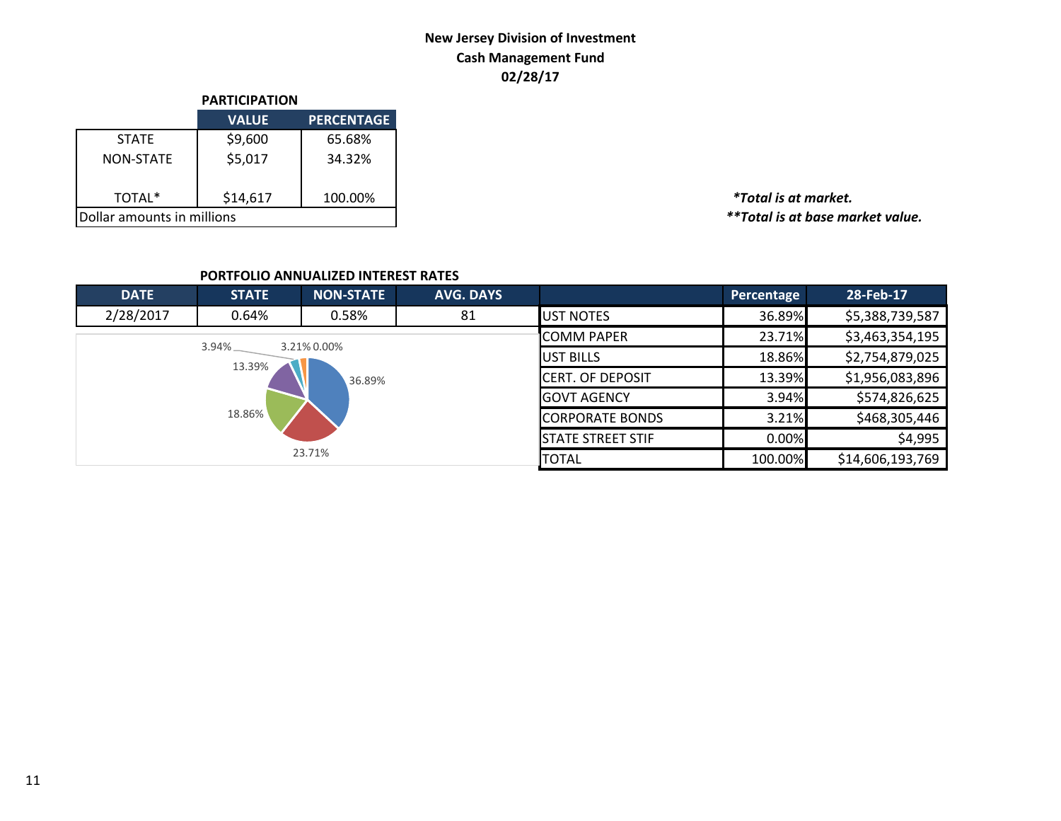**New Jersey Division of Investment**
**Cash Management Fund**
**02/28/17**

**PARTICIPATION**

| | VALUE | PERCENTAGE |
|---|---|---|
| STATE | $9,600 | 65.68% |
| NON-STATE | $5,017 | 34.32% |
| TOTAL* | $14,617 | 100.00% |
| Dollar amounts in millions | | |

*\*Total is at market.*
*\*\*Total is at base market value.*

**PORTFOLIO ANNUALIZED INTEREST RATES**

| DATE | STATE | NON-STATE | AVG. DAYS |
|---|---|---|---|
| 2/28/2017 | 0.64% | 0.58% | 81 |

| | Percentage | 28-Feb-17 |
|---|---|---|
| UST NOTES | 36.89% | $5,388,739,587 |
| COMM PAPER | 23.71% | $3,463,354,195 |
| UST BILLS | 18.86% | $2,754,879,025 |
| CERT. OF DEPOSIT | 13.39% | $1,956,083,896 |
| GOVT AGENCY | 3.94% | $574,826,625 |
| CORPORATE BONDS | 3.21% | $468,305,446 |
| STATE STREET STIF | 0.00% | $4,995 |
| TOTAL | 100.00% | $14,606,193,769 |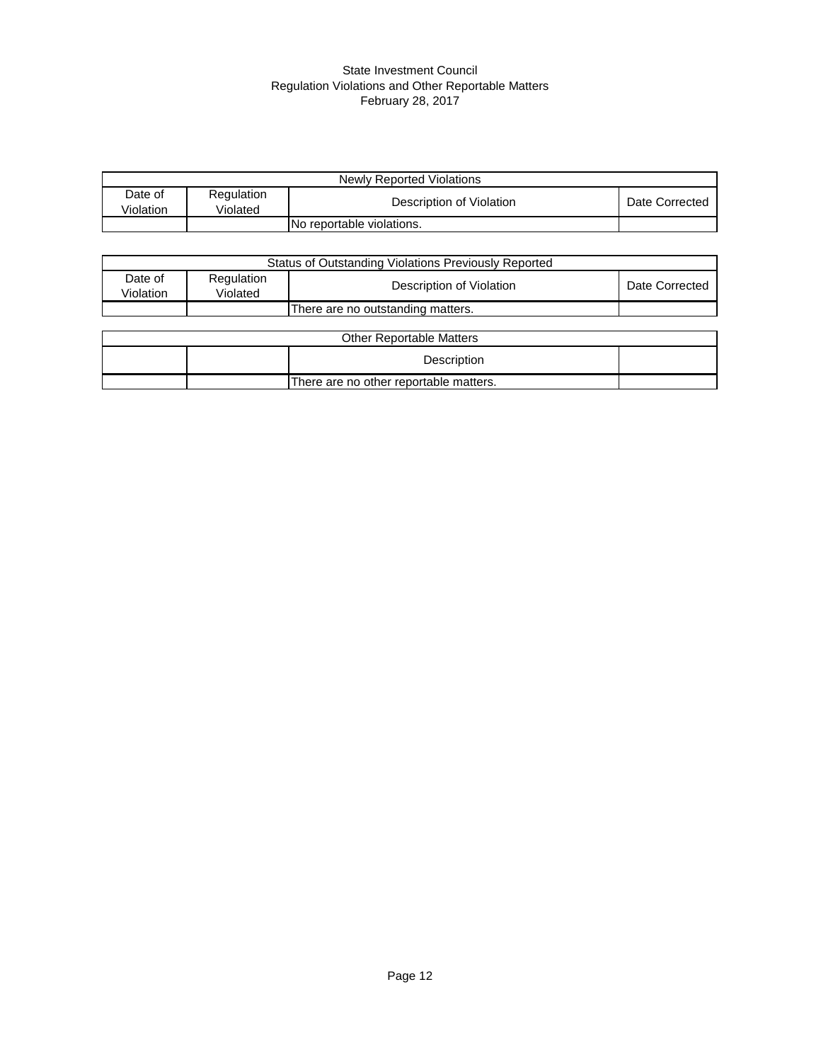State Investment Council
Regulation Violations and Other Reportable Matters
February 28, 2017

| Newly Reported Violations | | | |
|---|---|---|---|
| Date of Violation | Regulation Violated | Description of Violation | Date Corrected |
| | | No reportable violations. | |

| Status of Outstanding Violations Previously Reported | | | |
|---|---|---|---|
| Date of Violation | Regulation Violated | Description of Violation | Date Corrected |
| | | There are no outstanding matters. | |

| Other Reportable Matters | | | |
|---|---|---|---|
| | | Description | |
| | | There are no other reportable matters. | |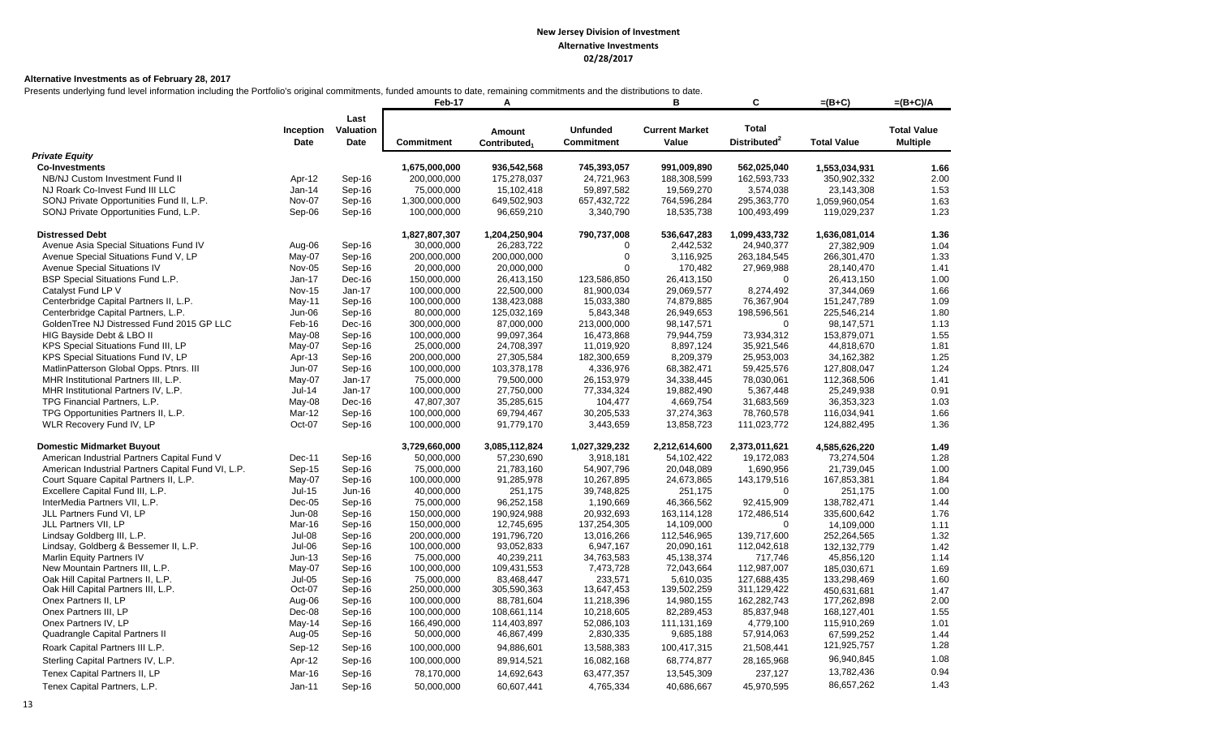**New Jersey Division of Investment**
**Alternative Investments**
**02/28/2017**

**Alternative Investments as of February 28, 2017**

Presents underlying fund level information including the Portfolio's original commitments, funded amounts to date, remaining commitments and the distributions to date.

| | Inception Date | Last Valuation Date | Feb-17 Commitment | A Amount Contributed[1] | Unfunded Commitment | B Current Market Value | C Total Distributed[2] | =(B+C) Total Value | =(B+C)/A Total Value Multiple |
|---|---|---|---|---|---|---|---|---|---|
| ***Private Equity*** | | | | | | | | | |
| **Co-Investments** | | | **1,675,000,000** | **936,542,568** | **745,393,057** | **991,009,890** | **562,025,040** | **1,553,034,931** | **1.66** |
| NB/NJ Custom Investment Fund II | Apr-12 | Sep-16 | 200,000,000 | 175,278,037 | 24,721,963 | 188,308,599 | 162,593,733 | 350,902,332 | 2.00 |
| NJ Roark Co-Invest Fund III LLC | Jan-14 | Sep-16 | 75,000,000 | 15,102,418 | 59,897,582 | 19,569,270 | 3,574,038 | 23,143,308 | 1.53 |
| SONJ Private Opportunities Fund II, L.P. | Nov-07 | Sep-16 | 1,300,000,000 | 649,502,903 | 657,432,722 | 764,596,284 | 295,363,770 | 1,059,960,054 | 1.63 |
| SONJ Private Opportunities Fund, L.P. | Sep-06 | Sep-16 | 100,000,000 | 96,659,210 | 3,340,790 | 18,535,738 | 100,493,499 | 119,029,237 | 1.23 |
| **Distressed Debt** | | | **1,827,807,307** | **1,204,250,904** | **790,737,008** | **536,647,283** | **1,099,433,732** | **1,636,081,014** | **1.36** |
| Avenue Asia Special Situations Fund IV | Aug-06 | Sep-16 | 30,000,000 | 26,283,722 | 0 | 2,442,532 | 24,940,377 | 27,382,909 | 1.04 |
| Avenue Special Situations Fund V, LP | May-07 | Sep-16 | 200,000,000 | 200,000,000 | 0 | 3,116,925 | 263,184,545 | 266,301,470 | 1.33 |
| Avenue Special Situations IV | Nov-05 | Sep-16 | 20,000,000 | 20,000,000 | 0 | 170,482 | 27,969,988 | 28,140,470 | 1.41 |
| BSP Special Situations Fund L.P. | Jan-17 | Dec-16 | 150,000,000 | 26,413,150 | 123,586,850 | 26,413,150 | 0 | 26,413,150 | 1.00 |
| Catalyst Fund LP V | Nov-15 | Jan-17 | 100,000,000 | 22,500,000 | 81,900,034 | 29,069,577 | 8,274,492 | 37,344,069 | 1.66 |
| Centerbridge Capital Partners II, L.P. | May-11 | Sep-16 | 100,000,000 | 138,423,088 | 15,033,380 | 74,879,885 | 76,367,904 | 151,247,789 | 1.09 |
| Centerbridge Capital Partners, L.P. | Jun-06 | Sep-16 | 80,000,000 | 125,032,169 | 5,843,348 | 26,949,653 | 198,596,561 | 225,546,214 | 1.80 |
| GoldenTree NJ Distressed Fund 2015 GP LLC | Feb-16 | Dec-16 | 300,000,000 | 87,000,000 | 213,000,000 | 98,147,571 | 0 | 98,147,571 | 1.13 |
| HIG Bayside Debt & LBO II | May-08 | Sep-16 | 100,000,000 | 99,097,364 | 16,473,868 | 79,944,759 | 73,934,312 | 153,879,071 | 1.55 |
| KPS Special Situations Fund III, LP | May-07 | Sep-16 | 25,000,000 | 24,708,397 | 11,019,920 | 8,897,124 | 35,921,546 | 44,818,670 | 1.81 |
| KPS Special Situations Fund IV, LP | Apr-13 | Sep-16 | 200,000,000 | 27,305,584 | 182,300,659 | 8,209,379 | 25,953,003 | 34,162,382 | 1.25 |
| MatlinPatterson Global Opps. Ptnrs. III | Jun-07 | Sep-16 | 100,000,000 | 103,378,178 | 4,336,976 | 68,382,471 | 59,425,576 | 127,808,047 | 1.24 |
| MHR Institutional Partners III, L.P. | May-07 | Jan-17 | 75,000,000 | 79,500,000 | 26,153,979 | 34,338,445 | 78,030,061 | 112,368,506 | 1.41 |
| MHR Institutional Partners IV, L.P. | Jul-14 | Jan-17 | 100,000,000 | 27,750,000 | 77,334,324 | 19,882,490 | 5,367,448 | 25,249,938 | 0.91 |
| TPG Financial Partners, L.P. | May-08 | Dec-16 | 47,807,307 | 35,285,615 | 104,477 | 4,669,754 | 31,683,569 | 36,353,323 | 1.03 |
| TPG Opportunities Partners II, L.P. | Mar-12 | Sep-16 | 100,000,000 | 69,794,467 | 30,205,533 | 37,274,363 | 78,760,578 | 116,034,941 | 1.66 |
| WLR Recovery Fund IV, LP | Oct-07 | Sep-16 | 100,000,000 | 91,779,170 | 3,443,659 | 13,858,723 | 111,023,772 | 124,882,495 | 1.36 |
| **Domestic Midmarket Buyout** | | | **3,729,660,000** | **3,085,112,824** | **1,027,329,232** | **2,212,614,600** | **2,373,011,621** | **4,585,626,220** | **1.49** |
| American Industrial Partners Capital Fund V | Dec-11 | Sep-16 | 50,000,000 | 57,230,690 | 3,918,181 | 54,102,422 | 19,172,083 | 73,274,504 | 1.28 |
| American Industrial Partners Capital Fund VI, L.P. | Sep-15 | Sep-16 | 75,000,000 | 21,783,160 | 54,907,796 | 20,048,089 | 1,690,956 | 21,739,045 | 1.00 |
| Court Square Capital Partners II, L.P. | May-07 | Sep-16 | 100,000,000 | 91,285,978 | 10,267,895 | 24,673,865 | 143,179,516 | 167,853,381 | 1.84 |
| Excellere Capital Fund III, L.P. | Jul-15 | Jun-16 | 40,000,000 | 251,175 | 39,748,825 | 251,175 | 0 | 251,175 | 1.00 |
| InterMedia Partners VII, L.P. | Dec-05 | Sep-16 | 75,000,000 | 96,252,158 | 1,190,669 | 46,366,562 | 92,415,909 | 138,782,471 | 1.44 |
| JLL Partners Fund VI, LP | Jun-08 | Sep-16 | 150,000,000 | 190,924,988 | 20,932,693 | 163,114,128 | 172,486,514 | 335,600,642 | 1.76 |
| JLL Partners VII, LP | Mar-16 | Sep-16 | 150,000,000 | 12,745,695 | 137,254,305 | 14,109,000 | 0 | 14,109,000 | 1.11 |
| Lindsay Goldberg III, L.P. | Jul-08 | Sep-16 | 200,000,000 | 191,796,720 | 13,016,266 | 112,546,965 | 139,717,600 | 252,264,565 | 1.32 |
| Lindsay, Goldberg & Bessemer II, L.P. | Jul-06 | Sep-16 | 100,000,000 | 93,052,833 | 6,947,167 | 20,090,161 | 112,042,618 | 132,132,779 | 1.42 |
| Marlin Equity Partners IV | Jun-13 | Sep-16 | 75,000,000 | 40,239,211 | 34,763,583 | 45,138,374 | 717,746 | 45,856,120 | 1.14 |
| New Mountain Partners III, L.P. | May-07 | Sep-16 | 100,000,000 | 109,431,553 | 7,473,728 | 72,043,664 | 112,987,007 | 185,030,671 | 1.69 |
| Oak Hill Capital Partners II, L.P. | Jul-05 | Sep-16 | 75,000,000 | 83,468,447 | 233,571 | 5,610,035 | 127,688,435 | 133,298,469 | 1.60 |
| Oak Hill Capital Partners III, L.P. | Oct-07 | Sep-16 | 250,000,000 | 305,590,363 | 13,647,453 | 139,502,259 | 311,129,422 | 450,631,681 | 1.47 |
| Onex Partners II, LP | Aug-06 | Sep-16 | 100,000,000 | 88,781,604 | 11,218,396 | 14,980,155 | 162,282,743 | 177,262,898 | 2.00 |
| Onex Partners III, LP | Dec-08 | Sep-16 | 100,000,000 | 108,661,114 | 10,218,605 | 82,289,453 | 85,837,948 | 168,127,401 | 1.55 |
| Onex Partners IV, LP | May-14 | Sep-16 | 166,490,000 | 114,403,897 | 52,086,103 | 111,131,169 | 4,779,100 | 115,910,269 | 1.01 |
| Quadrangle Capital Partners II | Aug-05 | Sep-16 | 50,000,000 | 46,867,499 | 2,830,335 | 9,685,188 | 57,914,063 | 67,599,252 | 1.44 |
| Roark Capital Partners III L.P. | Sep-12 | Sep-16 | 100,000,000 | 94,886,601 | 13,588,383 | 100,417,315 | 21,508,441 | 121,925,757 | 1.28 |
| Sterling Capital Partners IV, L.P. | Apr-12 | Sep-16 | 100,000,000 | 89,914,521 | 16,082,168 | 68,774,877 | 28,165,968 | 96,940,845 | 1.08 |
| Tenex Capital Partners II, LP | Mar-16 | Sep-16 | 78,170,000 | 14,692,643 | 63,477,357 | 13,545,309 | 237,127 | 13,782,436 | 0.94 |
| Tenex Capital Partners, L.P. | Jan-11 | Sep-16 | 50,000,000 | 60,607,441 | 4,765,334 | 40,686,667 | 45,970,595 | 86,657,262 | 1.43 |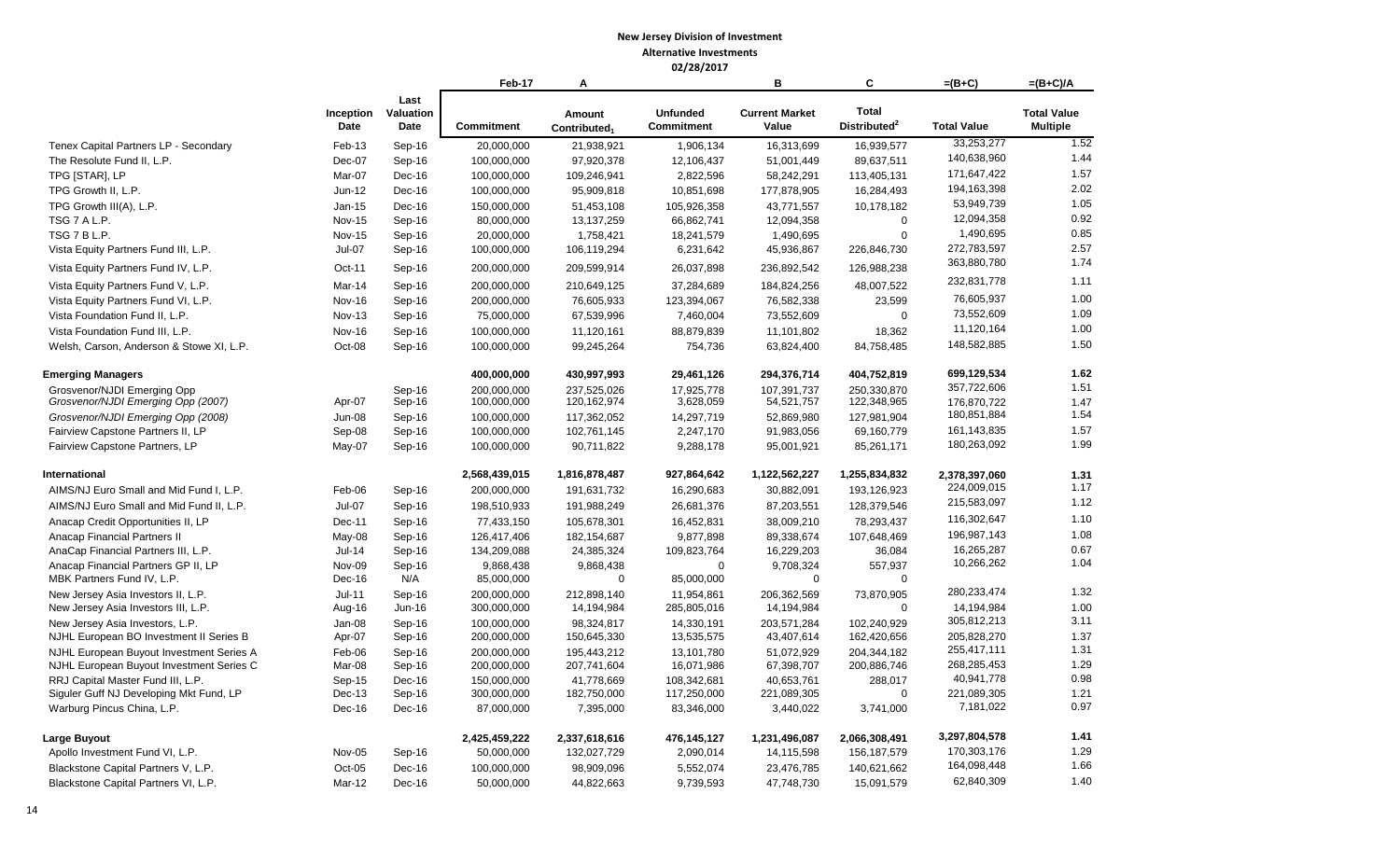**New Jersey Division of Investment**
**Alternative Investments**
**02/28/2017**

| | Inception Date | Last Valuation Date | Feb-17 Commitment | A Amount Contributed[1] | Unfunded Commitment | B Current Market Value | C Total Distributed[2] | =(B+C) Total Value | =(B+C)/A Total Value Multiple |
|---|---|---|---|---|---|---|---|---|---|
| Tenex Capital Partners LP - Secondary | Feb-13 | Sep-16 | 20,000,000 | 21,938,921 | 1,906,134 | 16,313,699 | 16,939,577 | 33,253,277 | 1.52 |
| The Resolute Fund II, L.P. | Dec-07 | Sep-16 | 100,000,000 | 97,920,378 | 12,106,437 | 51,001,449 | 89,637,511 | 140,638,960 | 1.44 |
| TPG [STAR], LP | Mar-07 | Dec-16 | 100,000,000 | 109,246,941 | 2,822,596 | 58,242,291 | 113,405,131 | 171,647,422 | 1.57 |
| TPG Growth II, L.P. | Jun-12 | Dec-16 | 100,000,000 | 95,909,818 | 10,851,698 | 177,878,905 | 16,284,493 | 194,163,398 | 2.02 |
| TPG Growth III(A), L.P. | Jan-15 | Dec-16 | 150,000,000 | 51,453,108 | 105,926,358 | 43,771,557 | 10,178,182 | 53,949,739 | 1.05 |
| TSG 7 A L.P. | Nov-15 | Sep-16 | 80,000,000 | 13,137,259 | 66,862,741 | 12,094,358 | 0 | 12,094,358 | 0.92 |
| TSG 7 B L.P. | Nov-15 | Sep-16 | 20,000,000 | 1,758,421 | 18,241,579 | 1,490,695 | 0 | 1,490,695 | 0.85 |
| Vista Equity Partners Fund III, L.P. | Jul-07 | Sep-16 | 100,000,000 | 106,119,294 | 6,231,642 | 45,936,867 | 226,846,730 | 272,783,597 | 2.57 |
| Vista Equity Partners Fund IV, L.P. | Oct-11 | Sep-16 | 200,000,000 | 209,599,914 | 26,037,898 | 236,892,542 | 126,988,238 | 363,880,780 | 1.74 |
| Vista Equity Partners Fund V, L.P. | Mar-14 | Sep-16 | 200,000,000 | 210,649,125 | 37,284,689 | 184,824,256 | 48,007,522 | 232,831,778 | 1.11 |
| Vista Equity Partners Fund VI, L.P. | Nov-16 | Sep-16 | 200,000,000 | 76,605,933 | 123,394,067 | 76,582,338 | 23,599 | 76,605,937 | 1.00 |
| Vista Foundation Fund II, L.P. | Nov-13 | Sep-16 | 75,000,000 | 67,539,996 | 7,460,004 | 73,552,609 | 0 | 73,552,609 | 1.09 |
| Vista Foundation Fund III, L.P. | Nov-16 | Sep-16 | 100,000,000 | 11,120,161 | 88,879,839 | 11,101,802 | 18,362 | 11,120,164 | 1.00 |
| Welsh, Carson, Anderson & Stowe XI, L.P. | Oct-08 | Sep-16 | 100,000,000 | 99,245,264 | 754,736 | 63,824,400 | 84,758,485 | 148,582,885 | 1.50 |
| **Emerging Managers** | | | **400,000,000** | **430,997,993** | **29,461,126** | **294,376,714** | **404,752,819** | **699,129,534** | **1.62** |
| Grosvenor/NJDI Emerging Opp | | Sep-16 | 200,000,000 | 237,525,026 | 17,925,778 | 107,391,737 | 250,330,870 | 357,722,606 | 1.51 |
| *Grosvenor/NJDI Emerging Opp (2007)* | Apr-07 | Sep-16 | 100,000,000 | 120,162,974 | 3,628,059 | 54,521,757 | 122,348,965 | 176,870,722 | 1.47 |
| *Grosvenor/NJDI Emerging Opp (2008)* | Jun-08 | Sep-16 | 100,000,000 | 117,362,052 | 14,297,719 | 52,869,980 | 127,981,904 | 180,851,884 | 1.54 |
| Fairview Capstone Partners II, LP | Sep-08 | Sep-16 | 100,000,000 | 102,761,145 | 2,247,170 | 91,983,056 | 69,160,779 | 161,143,835 | 1.57 |
| Fairview Capstone Partners, LP | May-07 | Sep-16 | 100,000,000 | 90,711,822 | 9,288,178 | 95,001,921 | 85,261,171 | 180,263,092 | 1.99 |
| **International** | | | **2,568,439,015** | **1,816,878,487** | **927,864,642** | **1,122,562,227** | **1,255,834,832** | **2,378,397,060** | **1.31** |
| AIMS/NJ Euro Small and Mid Fund I, L.P. | Feb-06 | Sep-16 | 200,000,000 | 191,631,732 | 16,290,683 | 30,882,091 | 193,126,923 | 224,009,015 | 1.17 |
| AIMS/NJ Euro Small and Mid Fund II, L.P. | Jul-07 | Sep-16 | 198,510,933 | 191,988,249 | 26,681,376 | 87,203,551 | 128,379,546 | 215,583,097 | 1.12 |
| Anacap Credit Opportunities II, LP | Dec-11 | Sep-16 | 77,433,150 | 105,678,301 | 16,452,831 | 38,009,210 | 78,293,437 | 116,302,647 | 1.10 |
| Anacap Financial Partners II | May-08 | Sep-16 | 126,417,406 | 182,154,687 | 9,877,898 | 89,338,674 | 107,648,469 | 196,987,143 | 1.08 |
| AnaCap Financial Partners III, L.P. | Jul-14 | Sep-16 | 134,209,088 | 24,385,324 | 109,823,764 | 16,229,203 | 36,084 | 16,265,287 | 0.67 |
| Anacap Financial Partners GP II, LP | Nov-09 | Sep-16 | 9,868,438 | 9,868,438 | 0 | 9,708,324 | 557,937 | 10,266,262 | 1.04 |
| MBK Partners Fund IV, L.P. | Dec-16 | N/A | 85,000,000 | 0 | 85,000,000 | 0 | 0 | | |
| New Jersey Asia Investors II, L.P. | Jul-11 | Sep-16 | 200,000,000 | 212,898,140 | 11,954,861 | 206,362,569 | 73,870,905 | 280,233,474 | 1.32 |
| New Jersey Asia Investors III, L.P. | Aug-16 | Jun-16 | 300,000,000 | 14,194,984 | 285,805,016 | 14,194,984 | 0 | 14,194,984 | 1.00 |
| New Jersey Asia Investors, L.P. | Jan-08 | Sep-16 | 100,000,000 | 98,324,817 | 14,330,191 | 203,571,284 | 102,240,929 | 305,812,213 | 3.11 |
| NJHL European BO Investment II Series B | Apr-07 | Sep-16 | 200,000,000 | 150,645,330 | 13,535,575 | 43,407,614 | 162,420,656 | 205,828,270 | 1.37 |
| NJHL European Buyout Investment Series A | Feb-06 | Sep-16 | 200,000,000 | 195,443,212 | 13,101,780 | 51,072,929 | 204,344,182 | 255,417,111 | 1.31 |
| NJHL European Buyout Investment Series C | Mar-08 | Sep-16 | 200,000,000 | 207,741,604 | 16,071,986 | 67,398,707 | 200,886,746 | 268,285,453 | 1.29 |
| RRJ Capital Master Fund III, L.P. | Sep-15 | Dec-16 | 150,000,000 | 41,778,669 | 108,342,681 | 40,653,761 | 288,017 | 40,941,778 | 0.98 |
| Siguler Guff NJ Developing Mkt Fund, LP | Dec-13 | Sep-16 | 300,000,000 | 182,750,000 | 117,250,000 | 221,089,305 | 0 | 221,089,305 | 1.21 |
| Warburg Pincus China, L.P. | Dec-16 | Dec-16 | 87,000,000 | 7,395,000 | 83,346,000 | 3,440,022 | 3,741,000 | 7,181,022 | 0.97 |
| **Large Buyout** | | | **2,425,459,222** | **2,337,618,616** | **476,145,127** | **1,231,496,087** | **2,066,308,491** | **3,297,804,578** | **1.41** |
| Apollo Investment Fund VI, L.P. | Nov-05 | Sep-16 | 50,000,000 | 132,027,729 | 2,090,014 | 14,115,598 | 156,187,579 | 170,303,176 | 1.29 |
| Blackstone Capital Partners V, L.P. | Oct-05 | Dec-16 | 100,000,000 | 98,909,096 | 5,552,074 | 23,476,785 | 140,621,662 | 164,098,448 | 1.66 |
| Blackstone Capital Partners VI, L.P. | Mar-12 | Dec-16 | 50,000,000 | 44,822,663 | 9,739,593 | 47,748,730 | 15,091,579 | 62,840,309 | 1.40 |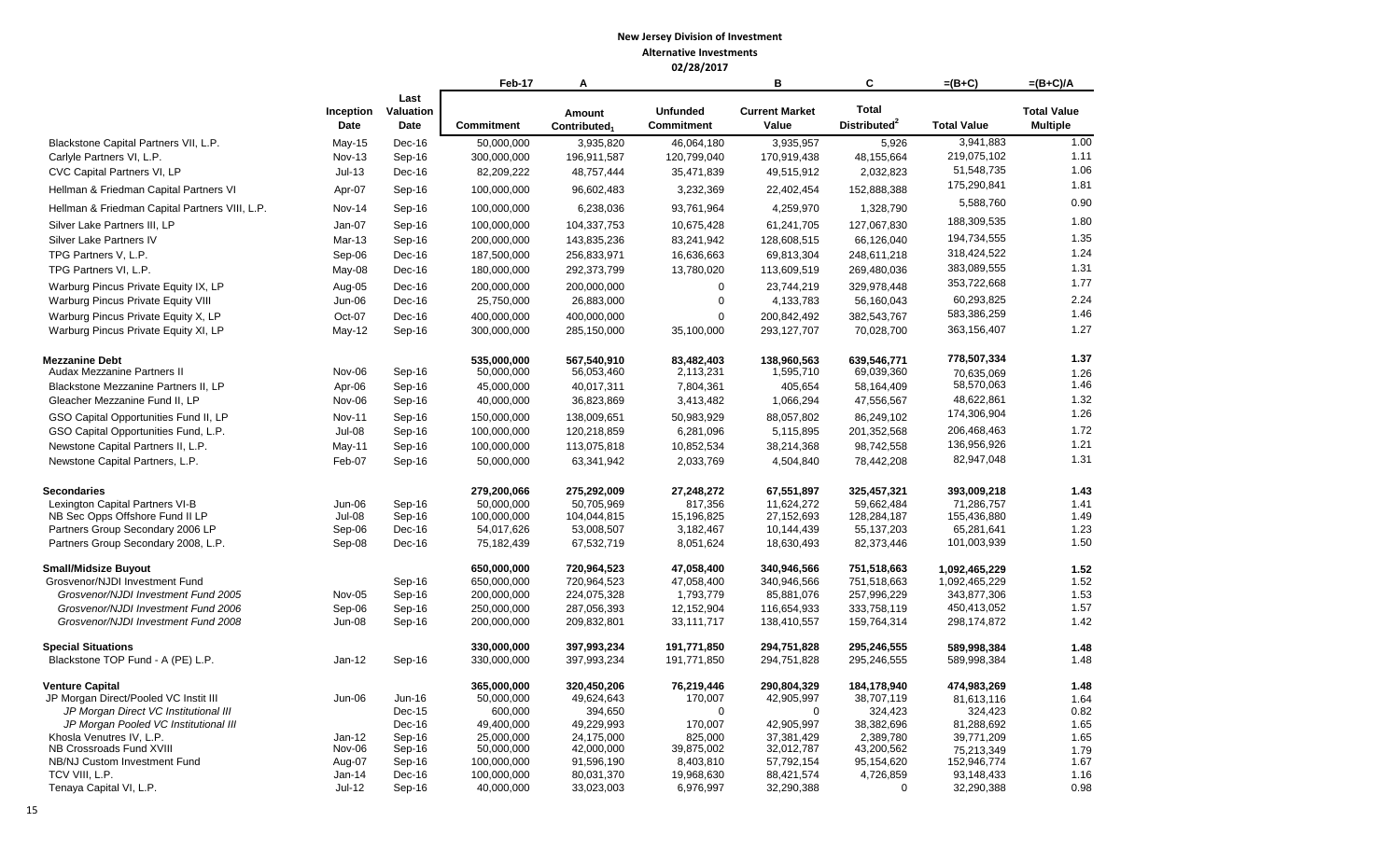**New Jersey Division of Investment**
**Alternative Investments**
**02/28/2017**

| | Inception Date | Last Valuation Date | Feb-17 Commitment | A Amount Contributed[1] | Unfunded Commitment | B Current Market Value | C Total Distributed[2] | =(B+C) Total Value | =(B+C)/A Total Value Multiple |
|---|---|---|---|---|---|---|---|---|---|
| Blackstone Capital Partners VII, L.P. | May-15 | Dec-16 | 50,000,000 | 3,935,820 | 46,064,180 | 3,935,957 | 5,926 | 3,941,883 | 1.00 |
| Carlyle Partners VI, L.P. | Nov-13 | Sep-16 | 300,000,000 | 196,911,587 | 120,799,040 | 170,919,438 | 48,155,664 | 219,075,102 | 1.11 |
| CVC Capital Partners VI, LP | Jul-13 | Dec-16 | 82,209,222 | 48,757,444 | 35,471,839 | 49,515,912 | 2,032,823 | 51,548,735 | 1.06 |
| Hellman & Friedman Capital Partners VI | Apr-07 | Sep-16 | 100,000,000 | 96,602,483 | 3,232,369 | 22,402,454 | 152,888,388 | 175,290,841 | 1.81 |
| Hellman & Friedman Capital Partners VIII, L.P. | Nov-14 | Sep-16 | 100,000,000 | 6,238,036 | 93,761,964 | 4,259,970 | 1,328,790 | 5,588,760 | 0.90 |
| Silver Lake Partners III, LP | Jan-07 | Sep-16 | 100,000,000 | 104,337,753 | 10,675,428 | 61,241,705 | 127,067,830 | 188,309,535 | 1.80 |
| Silver Lake Partners IV | Mar-13 | Sep-16 | 200,000,000 | 143,835,236 | 83,241,942 | 128,608,515 | 66,126,040 | 194,734,555 | 1.35 |
| TPG Partners V, L.P. | Sep-06 | Dec-16 | 187,500,000 | 256,833,971 | 16,636,663 | 69,813,304 | 248,611,218 | 318,424,522 | 1.24 |
| TPG Partners VI, L.P. | May-08 | Dec-16 | 180,000,000 | 292,373,799 | 13,780,020 | 113,609,519 | 269,480,036 | 383,089,555 | 1.31 |
| Warburg Pincus Private Equity IX, LP | Aug-05 | Dec-16 | 200,000,000 | 200,000,000 | 0 | 23,744,219 | 329,978,448 | 353,722,668 | 1.77 |
| Warburg Pincus Private Equity VIII | Jun-06 | Dec-16 | 25,750,000 | 26,883,000 | 0 | 4,133,783 | 56,160,043 | 60,293,825 | 2.24 |
| Warburg Pincus Private Equity X, LP | Oct-07 | Dec-16 | 400,000,000 | 400,000,000 | 0 | 200,842,492 | 382,543,767 | 583,386,259 | 1.46 |
| Warburg Pincus Private Equity XI, LP | May-12 | Sep-16 | 300,000,000 | 285,150,000 | 35,100,000 | 293,127,707 | 70,028,700 | 363,156,407 | 1.27 |
| **Mezzanine Debt** | | | **535,000,000** | **567,540,910** | **83,482,403** | **138,960,563** | **639,546,771** | **778,507,334** | **1.37** |
| Audax Mezzanine Partners II | Nov-06 | Sep-16 | 50,000,000 | 56,053,460 | 2,113,231 | 1,595,710 | 69,039,360 | 70,635,069 | 1.26 |
| Blackstone Mezzanine Partners II, LP | Apr-06 | Sep-16 | 45,000,000 | 40,017,311 | 7,804,361 | 405,654 | 58,164,409 | 58,570,063 | 1.46 |
| Gleacher Mezzanine Fund II, LP | Nov-06 | Sep-16 | 40,000,000 | 36,823,869 | 3,413,482 | 1,066,294 | 47,556,567 | 48,622,861 | 1.32 |
| GSO Capital Opportunities Fund II, LP | Nov-11 | Sep-16 | 150,000,000 | 138,009,651 | 50,983,929 | 88,057,802 | 86,249,102 | 174,306,904 | 1.26 |
| GSO Capital Opportunities Fund, L.P. | Jul-08 | Sep-16 | 100,000,000 | 120,218,859 | 6,281,096 | 5,115,895 | 201,352,568 | 206,468,463 | 1.72 |
| Newstone Capital Partners II, L.P. | May-11 | Sep-16 | 100,000,000 | 113,075,818 | 10,852,534 | 38,214,368 | 98,742,558 | 136,956,926 | 1.21 |
| Newstone Capital Partners, L.P. | Feb-07 | Sep-16 | 50,000,000 | 63,341,942 | 2,033,769 | 4,504,840 | 78,442,208 | 82,947,048 | 1.31 |
| **Secondaries** | | | **279,200,066** | **275,292,009** | **27,248,272** | **67,551,897** | **325,457,321** | **393,009,218** | **1.43** |
| Lexington Capital Partners VI-B | Jun-06 | Sep-16 | 50,000,000 | 50,705,969 | 817,356 | 11,624,272 | 59,662,484 | 71,286,757 | 1.41 |
| NB Sec Opps Offshore Fund II LP | Jul-08 | Sep-16 | 100,000,000 | 104,044,815 | 15,196,825 | 27,152,693 | 128,284,187 | 155,436,880 | 1.49 |
| Partners Group Secondary 2006 LP | Sep-06 | Dec-16 | 54,017,626 | 53,008,507 | 3,182,467 | 10,144,439 | 55,137,203 | 65,281,641 | 1.23 |
| Partners Group Secondary 2008, L.P. | Sep-08 | Dec-16 | 75,182,439 | 67,532,719 | 8,051,624 | 18,630,493 | 82,373,446 | 101,003,939 | 1.50 |
| **Small/Midsize Buyout** | | | **650,000,000** | **720,964,523** | **47,058,400** | **340,946,566** | **751,518,663** | **1,092,465,229** | **1.52** |
| Grosvenor/NJDI Investment Fund | | Sep-16 | 650,000,000 | 720,964,523 | 47,058,400 | 340,946,566 | 751,518,663 | 1,092,465,229 | 1.52 |
| *Grosvenor/NJDI Investment Fund 2005* | Nov-05 | Sep-16 | 200,000,000 | 224,075,328 | 1,793,779 | 85,881,076 | 257,996,229 | 343,877,306 | 1.53 |
| *Grosvenor/NJDI Investment Fund 2006* | Sep-06 | Sep-16 | 250,000,000 | 287,056,393 | 12,152,904 | 116,654,933 | 333,758,119 | 450,413,052 | 1.57 |
| *Grosvenor/NJDI Investment Fund 2008* | Jun-08 | Sep-16 | 200,000,000 | 209,832,801 | 33,111,717 | 138,410,557 | 159,764,314 | 298,174,872 | 1.42 |
| **Special Situations** | | | **330,000,000** | **397,993,234** | **191,771,850** | **294,751,828** | **295,246,555** | **589,998,384** | **1.48** |
| Blackstone TOP Fund - A (PE) L.P. | Jan-12 | Sep-16 | 330,000,000 | 397,993,234 | 191,771,850 | 294,751,828 | 295,246,555 | 589,998,384 | 1.48 |
| **Venture Capital** | | | **365,000,000** | **320,450,206** | **76,219,446** | **290,804,329** | **184,178,940** | **474,983,269** | **1.48** |
| JP Morgan Direct/Pooled VC Instit III | Jun-06 | Jun-16 | 50,000,000 | 49,624,643 | 170,007 | 42,905,997 | 38,707,119 | 81,613,116 | 1.64 |
| *JP Morgan Direct VC Institutional III* | | Dec-15 | 600,000 | 394,650 | 0 | 0 | 324,423 | 324,423 | 0.82 |
| *JP Morgan Pooled VC Institutional III* | | Dec-16 | 49,400,000 | 49,229,993 | 170,007 | 42,905,997 | 38,382,696 | 81,288,692 | 1.65 |
| Khosla Venutres IV, L.P. | Jan-12 | Sep-16 | 25,000,000 | 24,175,000 | 825,000 | 37,381,429 | 2,389,780 | 39,771,209 | 1.65 |
| NB Crossroads Fund XVIII | Nov-06 | Sep-16 | 50,000,000 | 42,000,000 | 39,875,002 | 32,012,787 | 43,200,562 | 75,213,349 | 1.79 |
| NB/NJ Custom Investment Fund | Aug-07 | Sep-16 | 100,000,000 | 91,596,190 | 8,403,810 | 57,792,154 | 95,154,620 | 152,946,774 | 1.67 |
| TCV VIII, L.P. | Jan-14 | Dec-16 | 100,000,000 | 80,031,370 | 19,968,630 | 88,421,574 | 4,726,859 | 93,148,433 | 1.16 |
| Tenaya Capital VI, L.P. | Jul-12 | Sep-16 | 40,000,000 | 33,023,003 | 6,976,997 | 32,290,388 | 0 | 32,290,388 | 0.98 |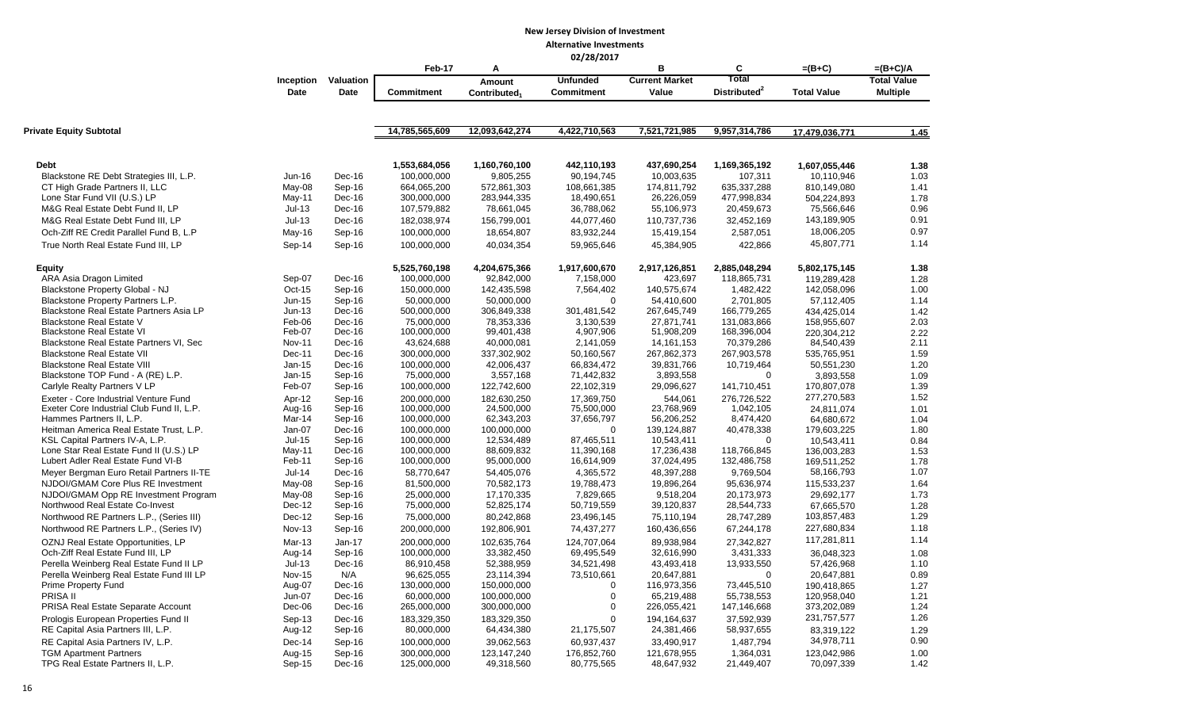# New Jersey Division of Investment

**Alternative Investments**

**02/28/2017**

| | Inception Date | Valuation Date | Feb-17 Commitment | A Amount Contributed[1] | Unfunded Commitment | B Current Market Value | C Total Distributed[2] | =(B+C) Total Value | =(B+C)/A Total Value Multiple |
|---|---|---|---|---|---|---|---|---|---|
| **Private Equity Subtotal** | | | 14,785,565,609 | 12,093,642,274 | 4,422,710,563 | 7,521,721,985 | 9,957,314,786 | 17,479,036,771 | 1.45 |
| **Debt** | | | 1,553,684,056 | 1,160,760,100 | 442,110,193 | 437,690,254 | 1,169,365,192 | 1,607,055,446 | 1.38 |
| Blackstone RE Debt Strategies III, L.P. | Jun-16 | Dec-16 | 100,000,000 | 9,805,255 | 90,194,745 | 10,003,635 | 107,311 | 10,110,946 | 1.03 |
| CT High Grade Partners II, LLC | May-08 | Sep-16 | 664,065,200 | 572,861,303 | 108,661,385 | 174,811,792 | 635,337,288 | 810,149,080 | 1.41 |
| Lone Star Fund VII (U.S.) LP | May-11 | Dec-16 | 300,000,000 | 283,944,335 | 18,490,651 | 26,226,059 | 477,998,834 | 504,224,893 | 1.78 |
| M&G Real Estate Debt Fund II, LP | Jul-13 | Dec-16 | 107,579,882 | 78,661,045 | 36,788,062 | 55,106,973 | 20,459,673 | 75,566,646 | 0.96 |
| M&G Real Estate Debt Fund III, LP | Jul-13 | Dec-16 | 182,038,974 | 156,799,001 | 44,077,460 | 110,737,736 | 32,452,169 | 143,189,905 | 0.91 |
| Och-Ziff RE Credit Parallel Fund B, L.P | May-16 | Sep-16 | 100,000,000 | 18,654,807 | 83,932,244 | 15,419,154 | 2,587,051 | 18,006,205 | 0.97 |
| True North Real Estate Fund III, LP | Sep-14 | Sep-16 | 100,000,000 | 40,034,354 | 59,965,646 | 45,384,905 | 422,866 | 45,807,771 | 1.14 |
| **Equity** | | | 5,525,760,198 | 4,204,675,366 | 1,917,600,670 | 2,917,126,851 | 2,885,048,294 | 5,802,175,145 | 1.38 |
| ARA Asia Dragon Limited | Sep-07 | Dec-16 | 100,000,000 | 92,842,000 | 7,158,000 | 423,697 | 118,865,731 | 119,289,428 | 1.28 |
| Blackstone Property Global - NJ | Oct-15 | Sep-16 | 150,000,000 | 142,435,598 | 7,564,402 | 140,575,674 | 1,482,422 | 142,058,096 | 1.00 |
| Blackstone Property Partners L.P. | Jun-15 | Sep-16 | 50,000,000 | 50,000,000 | 0 | 54,410,600 | 2,701,805 | 57,112,405 | 1.14 |
| Blackstone Real Estate Partners Asia LP | Jun-13 | Dec-16 | 500,000,000 | 306,849,338 | 301,481,542 | 267,645,749 | 166,779,265 | 434,425,014 | 1.42 |
| Blackstone Real Estate V | Feb-06 | Dec-16 | 75,000,000 | 78,353,336 | 3,130,539 | 27,871,741 | 131,083,866 | 158,955,607 | 2.03 |
| Blackstone Real Estate VI | Feb-07 | Dec-16 | 100,000,000 | 99,401,438 | 4,907,906 | 51,908,209 | 168,396,004 | 220,304,212 | 2.22 |
| Blackstone Real Estate Partners VI, Sec | Nov-11 | Dec-16 | 43,624,688 | 40,000,081 | 2,141,059 | 14,161,153 | 70,379,286 | 84,540,439 | 2.11 |
| Blackstone Real Estate VII | Dec-11 | Dec-16 | 300,000,000 | 337,302,902 | 50,160,567 | 267,862,373 | 267,903,578 | 535,765,951 | 1.59 |
| Blackstone Real Estate VIII | Jan-15 | Dec-16 | 100,000,000 | 42,006,437 | 66,834,472 | 39,831,766 | 10,719,464 | 50,551,230 | 1.20 |
| Blackstone TOP Fund - A (RE) L.P. | Jan-15 | Sep-16 | 75,000,000 | 3,557,168 | 71,442,832 | 3,893,558 | 0 | 3,893,558 | 1.09 |
| Carlyle Realty Partners V LP | Feb-07 | Sep-16 | 100,000,000 | 122,742,600 | 22,102,319 | 29,096,627 | 141,710,451 | 170,807,078 | 1.39 |
| Exeter - Core Industrial Venture Fund | Apr-12 | Sep-16 | 200,000,000 | 182,630,250 | 17,369,750 | 544,061 | 276,726,522 | 277,270,583 | 1.52 |
| Exeter Core Industrial Club Fund II, L.P. | Aug-16 | Sep-16 | 100,000,000 | 24,500,000 | 75,500,000 | 23,768,969 | 1,042,105 | 24,811,074 | 1.01 |
| Hammes Partners II, L.P. | Mar-14 | Sep-16 | 100,000,000 | 62,343,203 | 37,656,797 | 56,206,252 | 8,474,420 | 64,680,672 | 1.04 |
| Heitman America Real Estate Trust, L.P. | Jan-07 | Dec-16 | 100,000,000 | 100,000,000 | 0 | 139,124,887 | 40,478,338 | 179,603,225 | 1.80 |
| KSL Capital Partners IV-A, L.P. | Jul-15 | Sep-16 | 100,000,000 | 12,534,489 | 87,465,511 | 10,543,411 | 0 | 10,543,411 | 0.84 |
| Lone Star Real Estate Fund II (U.S.) LP | May-11 | Dec-16 | 100,000,000 | 88,609,832 | 11,390,168 | 17,236,438 | 118,766,845 | 136,003,283 | 1.53 |
| Lubert Adler Real Estate Fund VI-B | Feb-11 | Sep-16 | 100,000,000 | 95,000,000 | 16,614,909 | 37,024,495 | 132,486,758 | 169,511,252 | 1.78 |
| Meyer Bergman Euro Retail Partners II-TE | Jul-14 | Dec-16 | 58,770,647 | 54,405,076 | 4,365,572 | 48,397,288 | 9,769,504 | 58,166,793 | 1.07 |
| NJDOI/GMAM Core Plus RE Investment | May-08 | Sep-16 | 81,500,000 | 70,582,173 | 19,788,473 | 19,896,264 | 95,636,974 | 115,533,237 | 1.64 |
| NJDOI/GMAM Opp RE Investment Program | May-08 | Sep-16 | 25,000,000 | 17,170,335 | 7,829,665 | 9,518,204 | 20,173,973 | 29,692,177 | 1.73 |
| Northwood Real Estate Co-Invest | Dec-12 | Sep-16 | 75,000,000 | 52,825,174 | 50,719,559 | 39,120,837 | 28,544,733 | 67,665,570 | 1.28 |
| Northwood RE Partners L.P., (Series III) | Dec-12 | Sep-16 | 75,000,000 | 80,242,868 | 23,496,145 | 75,110,194 | 28,747,289 | 103,857,483 | 1.29 |
| Northwood RE Partners L.P., (Series IV) | Nov-13 | Sep-16 | 200,000,000 | 192,806,901 | 74,437,277 | 160,436,656 | 67,244,178 | 227,680,834 | 1.18 |
| OZNJ Real Estate Opportunities, LP | Mar-13 | Jan-17 | 200,000,000 | 102,635,764 | 124,707,064 | 89,938,984 | 27,342,827 | 117,281,811 | 1.14 |
| Och-Ziff Real Estate Fund III, LP | Aug-14 | Sep-16 | 100,000,000 | 33,382,450 | 69,495,549 | 32,616,990 | 3,431,333 | 36,048,323 | 1.08 |
| Perella Weinberg Real Estate Fund II LP | Jul-13 | Dec-16 | 86,910,458 | 52,388,959 | 34,521,498 | 43,493,418 | 13,933,550 | 57,426,968 | 1.10 |
| Perella Weinberg Real Estate Fund III LP | Nov-15 | N/A | 96,625,055 | 23,114,394 | 73,510,661 | 20,647,881 | 0 | 20,647,881 | 0.89 |
| Prime Property Fund | Aug-07 | Dec-16 | 130,000,000 | 150,000,000 | 0 | 116,973,356 | 73,445,510 | 190,418,865 | 1.27 |
| PRISA II | Jun-07 | Dec-16 | 60,000,000 | 100,000,000 | 0 | 65,219,488 | 55,738,553 | 120,958,040 | 1.21 |
| PRISA Real Estate Separate Account | Dec-06 | Dec-16 | 265,000,000 | 300,000,000 | 0 | 226,055,421 | 147,146,668 | 373,202,089 | 1.24 |
| Prologis European Properties Fund II | Sep-13 | Dec-16 | 183,329,350 | 183,329,350 | 0 | 194,164,637 | 37,592,939 | 231,757,577 | 1.26 |
| RE Capital Asia Partners III, L.P. | Aug-12 | Sep-16 | 80,000,000 | 64,434,380 | 21,175,507 | 24,381,466 | 58,937,655 | 83,319,122 | 1.29 |
| RE Capital Asia Partners IV, L.P. | Dec-14 | Sep-16 | 100,000,000 | 39,062,563 | 60,937,437 | 33,490,917 | 1,487,794 | 34,978,711 | 0.90 |
| TGM Apartment Partners | Aug-15 | Sep-16 | 300,000,000 | 123,147,240 | 176,852,760 | 121,678,955 | 1,364,031 | 123,042,986 | 1.00 |
| TPG Real Estate Partners II, L.P. | Sep-15 | Dec-16 | 125,000,000 | 49,318,560 | 80,775,565 | 48,647,932 | 21,449,407 | 70,097,339 | 1.42 |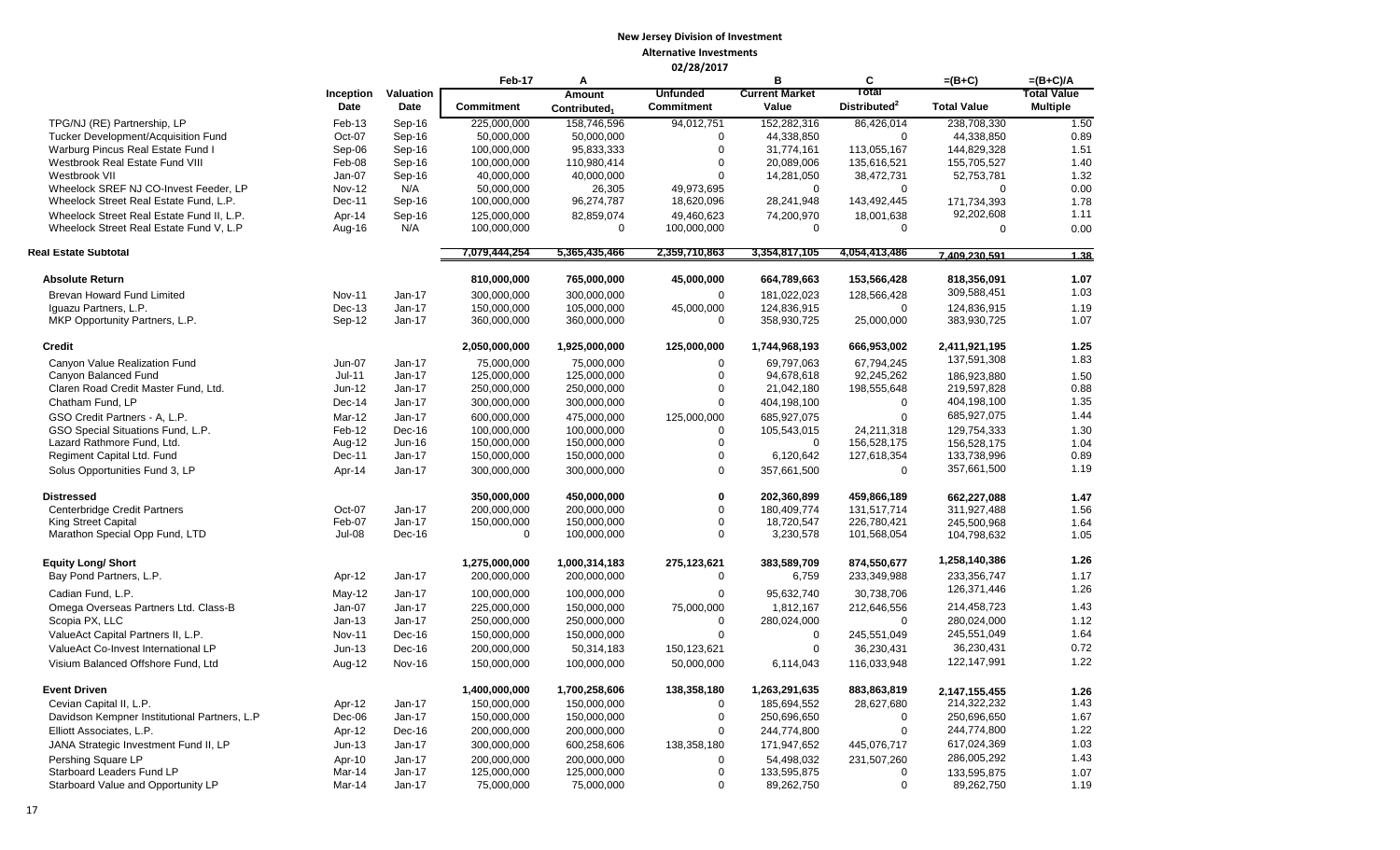**New Jersey Division of Investment**

**Alternative Investments**

**02/28/2017**

| | Inception Date | Valuation Date | Feb-17 Commitment | A Amount Contributed[1] | Unfunded Commitment | B Current Market Value | C Total Distributed[2] | =(B+C) Total Value | =(B+C)/A Total Value Multiple |
|---|---|---|---|---|---|---|---|---|---|
| TPG/NJ (RE) Partnership, LP | Feb-13 | Sep-16 | 225,000,000 | 158,746,596 | 94,012,751 | 152,282,316 | 86,426,014 | 238,708,330 | 1.50 |
| Tucker Development/Acquisition Fund | Oct-07 | Sep-16 | 50,000,000 | 50,000,000 | 0 | 44,338,850 | 0 | 44,338,850 | 0.89 |
| Warburg Pincus Real Estate Fund I | Sep-06 | Sep-16 | 100,000,000 | 95,833,333 | 0 | 31,774,161 | 113,055,167 | 144,829,328 | 1.51 |
| Westbrook Real Estate Fund VIII | Feb-08 | Sep-16 | 100,000,000 | 110,980,414 | 0 | 20,089,006 | 135,616,521 | 155,705,527 | 1.40 |
| Westbrook VII | Jan-07 | Sep-16 | 40,000,000 | 40,000,000 | 0 | 14,281,050 | 38,472,731 | 52,753,781 | 1.32 |
| Wheelock SREF NJ CO-Invest Feeder, LP | Nov-12 | N/A | 50,000,000 | 26,305 | 49,973,695 | 0 | 0 | 0 | 0.00 |
| Wheelock Street Real Estate Fund, L.P. | Dec-11 | Sep-16 | 100,000,000 | 96,274,787 | 18,620,096 | 28,241,948 | 143,492,445 | 171,734,393 | 1.78 |
| Wheelock Street Real Estate Fund II, L.P. | Apr-14 | Sep-16 | 125,000,000 | 82,859,074 | 49,460,623 | 74,200,970 | 18,001,638 | 92,202,608 | 1.11 |
| Wheelock Street Real Estate Fund V, L.P | Aug-16 | N/A | 100,000,000 | 0 | 100,000,000 | 0 | 0 | 0 | 0.00 |
| **Real Estate Subtotal** | | | **7,079,444,254** | **5,365,435,466** | **2,359,710,863** | **3,354,817,105** | **4,054,413,486** | **7,409,230,591** | **1.38** |
| **Absolute Return** | | | **810,000,000** | **765,000,000** | **45,000,000** | **664,789,663** | **153,566,428** | **818,356,091** | **1.07** |
| Brevan Howard Fund Limited | Nov-11 | Jan-17 | 300,000,000 | 300,000,000 | 0 | 181,022,023 | 128,566,428 | 309,588,451 | 1.03 |
| Iguazu Partners, L.P. | Dec-13 | Jan-17 | 150,000,000 | 105,000,000 | 45,000,000 | 124,836,915 | 0 | 124,836,915 | 1.19 |
| MKP Opportunity Partners, L.P. | Sep-12 | Jan-17 | 360,000,000 | 360,000,000 | 0 | 358,930,725 | 25,000,000 | 383,930,725 | 1.07 |
| **Credit** | | | **2,050,000,000** | **1,925,000,000** | **125,000,000** | **1,744,968,193** | **666,953,002** | **2,411,921,195** | **1.25** |
| Canyon Value Realization Fund | Jun-07 | Jan-17 | 75,000,000 | 75,000,000 | 0 | 69,797,063 | 67,794,245 | 137,591,308 | 1.83 |
| Canyon Balanced Fund | Jul-11 | Jan-17 | 125,000,000 | 125,000,000 | 0 | 94,678,618 | 92,245,262 | 186,923,880 | 1.50 |
| Claren Road Credit Master Fund, Ltd. | Jun-12 | Jan-17 | 250,000,000 | 250,000,000 | 0 | 21,042,180 | 198,555,648 | 219,597,828 | 0.88 |
| Chatham Fund, LP | Dec-14 | Jan-17 | 300,000,000 | 300,000,000 | 0 | 404,198,100 | 0 | 404,198,100 | 1.35 |
| GSO Credit Partners - A, L.P. | Mar-12 | Jan-17 | 600,000,000 | 475,000,000 | 125,000,000 | 685,927,075 | 0 | 685,927,075 | 1.44 |
| GSO Special Situations Fund, L.P. | Feb-12 | Dec-16 | 100,000,000 | 100,000,000 | 0 | 105,543,015 | 24,211,318 | 129,754,333 | 1.30 |
| Lazard Rathmore Fund, Ltd. | Aug-12 | Jun-16 | 150,000,000 | 150,000,000 | 0 | 0 | 156,528,175 | 156,528,175 | 1.04 |
| Regiment Capital Ltd. Fund | Dec-11 | Jan-17 | 150,000,000 | 150,000,000 | 0 | 6,120,642 | 127,618,354 | 133,738,996 | 0.89 |
| Solus Opportunities Fund 3, LP | Apr-14 | Jan-17 | 300,000,000 | 300,000,000 | 0 | 357,661,500 | 0 | 357,661,500 | 1.19 |
| **Distressed** | | | **350,000,000** | **450,000,000** | **0** | **202,360,899** | **459,866,189** | **662,227,088** | **1.47** |
| Centerbridge Credit Partners | Oct-07 | Jan-17 | 200,000,000 | 200,000,000 | 0 | 180,409,774 | 131,517,714 | 311,927,488 | 1.56 |
| King Street Capital | Feb-07 | Jan-17 | 150,000,000 | 150,000,000 | 0 | 18,720,547 | 226,780,421 | 245,500,968 | 1.64 |
| Marathon Special Opp Fund, LTD | Jul-08 | Dec-16 | 0 | 100,000,000 | 0 | 3,230,578 | 101,568,054 | 104,798,632 | 1.05 |
| **Equity Long/ Short** | | | **1,275,000,000** | **1,000,314,183** | **275,123,621** | **383,589,709** | **874,550,677** | **1,258,140,386** | **1.26** |
| Bay Pond Partners, L.P. | Apr-12 | Jan-17 | 200,000,000 | 200,000,000 | 0 | 6,759 | 233,349,988 | 233,356,747 | 1.17 |
| Cadian Fund, L.P. | May-12 | Jan-17 | 100,000,000 | 100,000,000 | 0 | 95,632,740 | 30,738,706 | 126,371,446 | 1.26 |
| Omega Overseas Partners Ltd. Class-B | Jan-07 | Jan-17 | 225,000,000 | 150,000,000 | 75,000,000 | 1,812,167 | 212,646,556 | 214,458,723 | 1.43 |
| Scopia PX, LLC | Jan-13 | Jan-17 | 250,000,000 | 250,000,000 | 0 | 280,024,000 | 0 | 280,024,000 | 1.12 |
| ValueAct Capital Partners II, L.P. | Nov-11 | Dec-16 | 150,000,000 | 150,000,000 | 0 | 0 | 245,551,049 | 245,551,049 | 1.64 |
| ValueAct Co-Invest International LP | Jun-13 | Dec-16 | 200,000,000 | 50,314,183 | 150,123,621 | 0 | 36,230,431 | 36,230,431 | 0.72 |
| Visium Balanced Offshore Fund, Ltd | Aug-12 | Nov-16 | 150,000,000 | 100,000,000 | 50,000,000 | 6,114,043 | 116,033,948 | 122,147,991 | 1.22 |
| **Event Driven** | | | **1,400,000,000** | **1,700,258,606** | **138,358,180** | **1,263,291,635** | **883,863,819** | **2,147,155,455** | **1.26** |
| Cevian Capital II, L.P. | Apr-12 | Jan-17 | 150,000,000 | 150,000,000 | 0 | 185,694,552 | 28,627,680 | 214,322,232 | 1.43 |
| Davidson Kempner Institutional Partners, L.P | Dec-06 | Jan-17 | 150,000,000 | 150,000,000 | 0 | 250,696,650 | 0 | 250,696,650 | 1.67 |
| Elliott Associates, L.P. | Apr-12 | Dec-16 | 200,000,000 | 200,000,000 | 0 | 244,774,800 | 0 | 244,774,800 | 1.22 |
| JANA Strategic Investment Fund II, LP | Jun-13 | Jan-17 | 300,000,000 | 600,258,606 | 138,358,180 | 171,947,652 | 445,076,717 | 617,024,369 | 1.03 |
| Pershing Square LP | Apr-10 | Jan-17 | 200,000,000 | 200,000,000 | 0 | 54,498,032 | 231,507,260 | 286,005,292 | 1.43 |
| Starboard Leaders Fund LP | Mar-14 | Jan-17 | 125,000,000 | 125,000,000 | 0 | 133,595,875 | 0 | 133,595,875 | 1.07 |
| Starboard Value and Opportunity LP | Mar-14 | Jan-17 | 75,000,000 | 75,000,000 | 0 | 89,262,750 | 0 | 89,262,750 | 1.19 |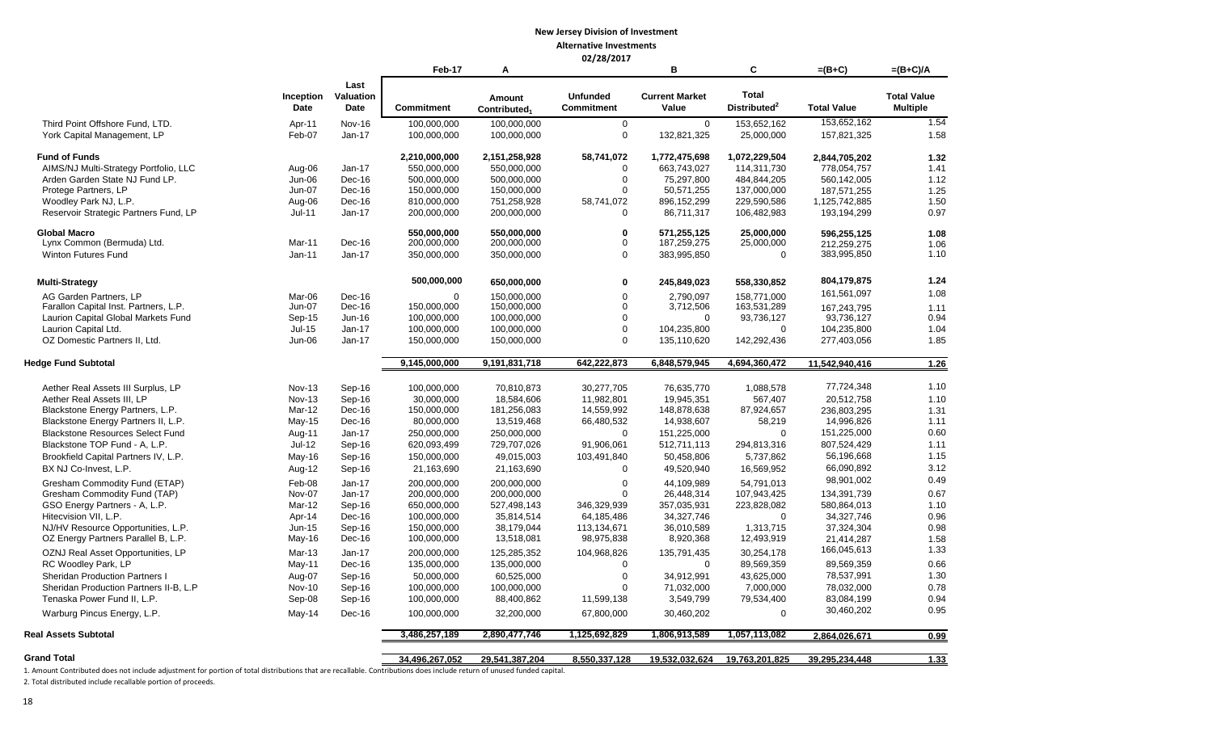**New Jersey Division of Investment**

**Alternative Investments**

**02/28/2017**

| | Inception Date | Last Valuation Date | Feb-17 Commitment | A Amount Contributed[1] | Unfunded Commitment | B Current Market Value | C Total Distributed[2] | =(B+C) Total Value | =(B+C)/A Total Value Multiple |
|---|---|---|---|---|---|---|---|---|---|
| Third Point Offshore Fund, LTD. | Apr-11 | Nov-16 | 100,000,000 | 100,000,000 | 0 | 0 | 153,652,162 | 153,652,162 | 1.54 |
| York Capital Management, LP | Feb-07 | Jan-17 | 100,000,000 | 100,000,000 | 0 | 132,821,325 | 25,000,000 | 157,821,325 | 1.58 |
| **Fund of Funds** | | | **2,210,000,000** | **2,151,258,928** | **58,741,072** | **1,772,475,698** | **1,072,229,504** | **2,844,705,202** | **1.32** |
| AIMS/NJ Multi-Strategy Portfolio, LLC | Aug-06 | Jan-17 | 550,000,000 | 550,000,000 | 0 | 663,743,027 | 114,311,730 | 778,054,757 | 1.41 |
| Arden Garden State NJ Fund LP. | Jun-06 | Dec-16 | 500,000,000 | 500,000,000 | 0 | 75,297,800 | 484,844,205 | 560,142,005 | 1.12 |
| Protege Partners, LP | Jun-07 | Dec-16 | 150,000,000 | 150,000,000 | 0 | 50,571,255 | 137,000,000 | 187,571,255 | 1.25 |
| Woodley Park NJ, L.P. | Aug-06 | Dec-16 | 810,000,000 | 751,258,928 | 58,741,072 | 896,152,299 | 229,590,586 | 1,125,742,885 | 1.50 |
| Reservoir Strategic Partners Fund, LP | Jul-11 | Jan-17 | 200,000,000 | 200,000,000 | 0 | 86,711,317 | 106,482,983 | 193,194,299 | 0.97 |
| **Global Macro** | | | **550,000,000** | **550,000,000** | **0** | **571,255,125** | **25,000,000** | **596,255,125** | **1.08** |
| Lynx Common (Bermuda) Ltd. | Mar-11 | Dec-16 | 200,000,000 | 200,000,000 | 0 | 187,259,275 | 25,000,000 | 212,259,275 | 1.06 |
| Winton Futures Fund | Jan-11 | Jan-17 | 350,000,000 | 350,000,000 | 0 | 383,995,850 | 0 | 383,995,850 | 1.10 |
| **Multi-Strategy** | | | **500,000,000** | **650,000,000** | **0** | **245,849,023** | **558,330,852** | **804,179,875** | **1.24** |
| AG Garden Partners, LP | Mar-06 | Dec-16 | 0 | 150,000,000 | 0 | 2,790,097 | 158,771,000 | 161,561,097 | 1.08 |
| Farallon Capital Inst. Partners, L.P. | Jun-07 | Dec-16 | 150,000,000 | 150,000,000 | 0 | 3,712,506 | 163,531,289 | 167,243,795 | 1.11 |
| Laurion Capital Global Markets Fund | Sep-15 | Jun-16 | 100,000,000 | 100,000,000 | 0 | 0 | 93,736,127 | 93,736,127 | 0.94 |
| Laurion Capital Ltd. | Jul-15 | Jan-17 | 100,000,000 | 100,000,000 | 0 | 104,235,800 | 0 | 104,235,800 | 1.04 |
| OZ Domestic Partners II, Ltd. | Jun-06 | Jan-17 | 150,000,000 | 150,000,000 | 0 | 135,110,620 | 142,292,436 | 277,403,056 | 1.85 |
| **Hedge Fund Subtotal** | | | **9,145,000,000** | **9,191,831,718** | **642,222,873** | **6,848,579,945** | **4,694,360,472** | **11,542,940,416** | **1.26** |
| Aether Real Assets III Surplus, LP | Nov-13 | Sep-16 | 100,000,000 | 70,810,873 | 30,277,705 | 76,635,770 | 1,088,578 | 77,724,348 | 1.10 |
| Aether Real Assets III, LP | Nov-13 | Sep-16 | 30,000,000 | 18,584,606 | 11,982,801 | 19,945,351 | 567,407 | 20,512,758 | 1.10 |
| Blackstone Energy Partners, L.P. | Mar-12 | Dec-16 | 150,000,000 | 181,256,083 | 14,559,992 | 148,878,638 | 87,924,657 | 236,803,295 | 1.31 |
| Blackstone Energy Partners II, L.P. | May-15 | Dec-16 | 80,000,000 | 13,519,468 | 66,480,532 | 14,938,607 | 58,219 | 14,996,826 | 1.11 |
| Blackstone Resources Select Fund | Aug-11 | Jan-17 | 250,000,000 | 250,000,000 | 0 | 151,225,000 | 0 | 151,225,000 | 0.60 |
| Blackstone TOP Fund - A, L.P. | Jul-12 | Sep-16 | 620,093,499 | 729,707,026 | 91,906,061 | 512,711,113 | 294,813,316 | 807,524,429 | 1.11 |
| Brookfield Capital Partners IV, L.P. | May-16 | Sep-16 | 150,000,000 | 49,015,003 | 103,491,840 | 50,458,806 | 5,737,862 | 56,196,668 | 1.15 |
| BX NJ Co-Invest, L.P. | Aug-12 | Sep-16 | 21,163,690 | 21,163,690 | 0 | 49,520,940 | 16,569,952 | 66,090,892 | 3.12 |
| Gresham Commodity Fund (ETAP) | Feb-08 | Jan-17 | 200,000,000 | 200,000,000 | 0 | 44,109,989 | 54,791,013 | 98,901,002 | 0.49 |
| Gresham Commodity Fund (TAP) | Nov-07 | Jan-17 | 200,000,000 | 200,000,000 | 0 | 26,448,314 | 107,943,425 | 134,391,739 | 0.67 |
| GSO Energy Partners - A, L.P. | Mar-12 | Sep-16 | 650,000,000 | 527,498,143 | 346,329,939 | 357,035,931 | 223,828,082 | 580,864,013 | 1.10 |
| Hitecvision VII, L.P. | Apr-14 | Dec-16 | 100,000,000 | 35,814,514 | 64,185,486 | 34,327,746 | 0 | 34,327,746 | 0.96 |
| NJ/HV Resource Opportunities, L.P. | Jun-15 | Sep-16 | 150,000,000 | 38,179,044 | 113,134,671 | 36,010,589 | 1,313,715 | 37,324,304 | 0.98 |
| OZ Energy Partners Parallel B, L.P. | May-16 | Dec-16 | 100,000,000 | 13,518,081 | 98,975,838 | 8,920,368 | 12,493,919 | 21,414,287 | 1.58 |
| OZNJ Real Asset Opportunities, LP | Mar-13 | Jan-17 | 200,000,000 | 125,285,352 | 104,968,826 | 135,791,435 | 30,254,178 | 166,045,613 | 1.33 |
| RC Woodley Park, LP | May-11 | Dec-16 | 135,000,000 | 135,000,000 | 0 | 0 | 89,569,359 | 89,569,359 | 0.66 |
| Sheridan Production Partners I | Aug-07 | Sep-16 | 50,000,000 | 60,525,000 | 0 | 34,912,991 | 43,625,000 | 78,537,991 | 1.30 |
| Sheridan Production Partners II-B, L.P | Nov-10 | Sep-16 | 100,000,000 | 100,000,000 | 0 | 71,032,000 | 7,000,000 | 78,032,000 | 0.78 |
| Tenaska Power Fund II, L.P. | Sep-08 | Sep-16 | 100,000,000 | 88,400,862 | 11,599,138 | 3,549,799 | 79,534,400 | 83,084,199 | 0.94 |
| Warburg Pincus Energy, L.P. | May-14 | Dec-16 | 100,000,000 | 32,200,000 | 67,800,000 | 30,460,202 | 0 | 30,460,202 | 0.95 |
| **Real Assets Subtotal** | | | **3,486,257,189** | **2,890,477,746** | **1,125,692,829** | **1,806,913,589** | **1,057,113,082** | **2,864,026,671** | **0.99** |
| **Grand Total** | | | **34,496,267,052** | **29,541,387,204** | **8,550,337,128** | **19,532,032,624** | **19,763,201,825** | **39,295,234,448** | **1.33** |

1. Amount Contributed does not include adjustment for portion of total distributions that are recallable. Contributions does include return of unused funded capital.

2. Total distributed include recallable portion of proceeds.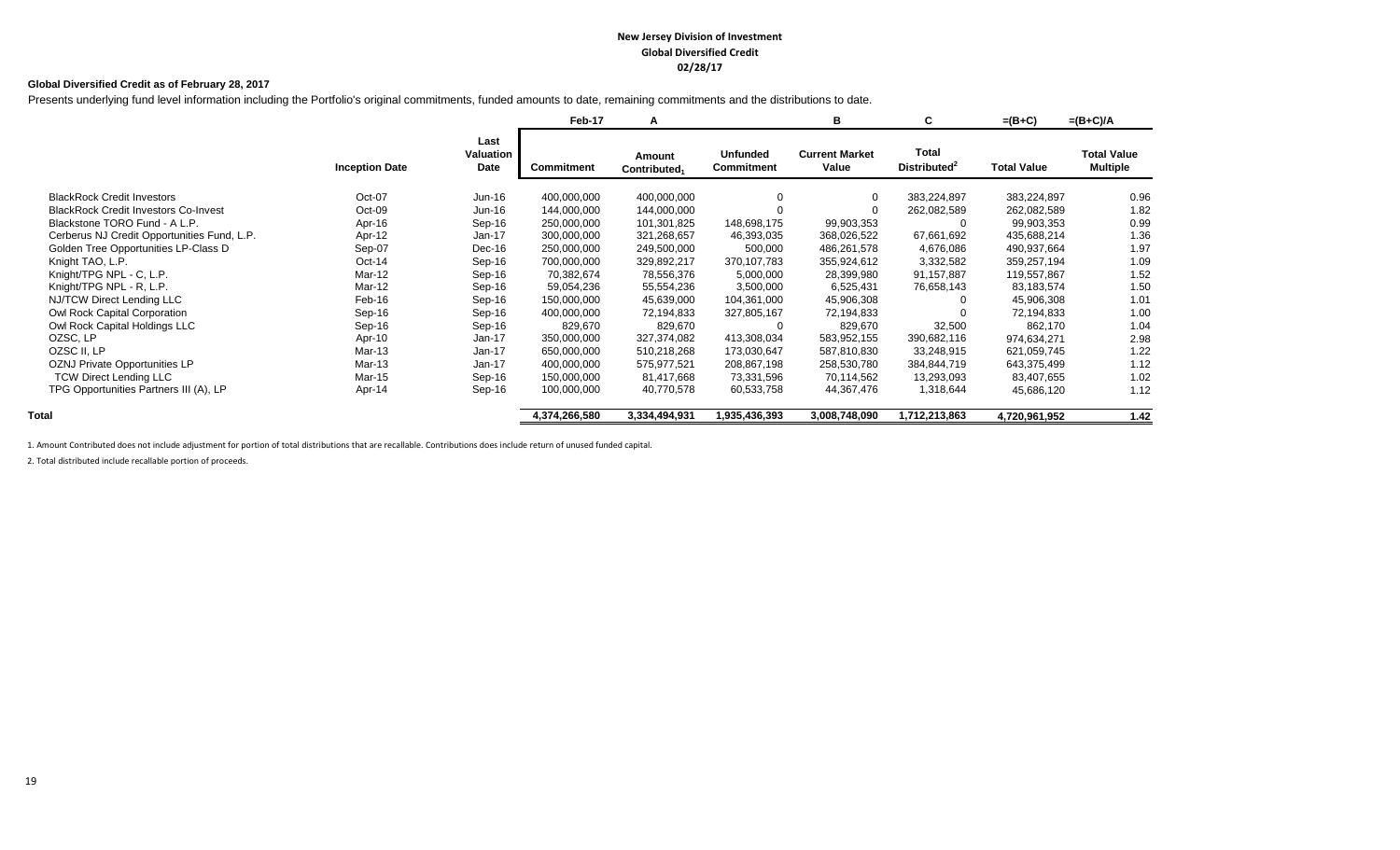**New Jersey Division of Investment**
**Global Diversified Credit**
**02/28/17**

**Global Diversified Credit as of February 28, 2017**

Presents underlying fund level information including the Portfolio's original commitments, funded amounts to date, remaining commitments and the distributions to date.

| | | | Feb-17 | A | | B | C | =(B+C) | =(B+C)/A |
|---|---|---|---|---|---|---|---|---|---|
| | **Inception Date** | **Last Valuation Date** | **Commitment** | **Amount Contributed[1]** | **Unfunded Commitment** | **Current Market Value** | **Total Distributed[2]** | **Total Value** | **Total Value Multiple** |
| BlackRock Credit Investors | Oct-07 | Jun-16 | 400,000,000 | 400,000,000 | 0 | 0 | 383,224,897 | 383,224,897 | 0.96 |
| BlackRock Credit Investors Co-Invest | Oct-09 | Jun-16 | 144,000,000 | 144,000,000 | 0 | 0 | 262,082,589 | 262,082,589 | 1.82 |
| Blackstone TORO Fund - A L.P. | Apr-16 | Sep-16 | 250,000,000 | 101,301,825 | 148,698,175 | 99,903,353 | 0 | 99,903,353 | 0.99 |
| Cerberus NJ Credit Opportunities Fund, L.P. | Apr-12 | Jan-17 | 300,000,000 | 321,268,657 | 46,393,035 | 368,026,522 | 67,661,692 | 435,688,214 | 1.36 |
| Golden Tree Opportunities LP-Class D | Sep-07 | Dec-16 | 250,000,000 | 249,500,000 | 500,000 | 486,261,578 | 4,676,086 | 490,937,664 | 1.97 |
| Knight TAO, L.P. | Oct-14 | Sep-16 | 700,000,000 | 329,892,217 | 370,107,783 | 355,924,612 | 3,332,582 | 359,257,194 | 1.09 |
| Knight/TPG NPL - C, L.P. | Mar-12 | Sep-16 | 70,382,674 | 78,556,376 | 5,000,000 | 28,399,980 | 91,157,887 | 119,557,867 | 1.52 |
| Knight/TPG NPL - R, L.P. | Mar-12 | Sep-16 | 59,054,236 | 55,554,236 | 3,500,000 | 6,525,431 | 76,658,143 | 83,183,574 | 1.50 |
| NJ/TCW Direct Lending LLC | Feb-16 | Sep-16 | 150,000,000 | 45,639,000 | 104,361,000 | 45,906,308 | 0 | 45,906,308 | 1.01 |
| Owl Rock Capital Corporation | Sep-16 | Sep-16 | 400,000,000 | 72,194,833 | 327,805,167 | 72,194,833 | 0 | 72,194,833 | 1.00 |
| Owl Rock Capital Holdings LLC | Sep-16 | Sep-16 | 829,670 | 829,670 | 0 | 829,670 | 32,500 | 862,170 | 1.04 |
| OZSC, LP | Apr-10 | Jan-17 | 350,000,000 | 327,374,082 | 413,308,034 | 583,952,155 | 390,682,116 | 974,634,271 | 2.98 |
| OZSC II, LP | Mar-13 | Jan-17 | 650,000,000 | 510,218,268 | 173,030,647 | 587,810,830 | 33,248,915 | 621,059,745 | 1.22 |
| OZNJ Private Opportunities LP | Mar-13 | Jan-17 | 400,000,000 | 575,977,521 | 208,867,198 | 258,530,780 | 384,844,719 | 643,375,499 | 1.12 |
| TCW Direct Lending LLC | Mar-15 | Sep-16 | 150,000,000 | 81,417,668 | 73,331,596 | 70,114,562 | 13,293,093 | 83,407,655 | 1.02 |
| TPG Opportunities Partners III (A), LP | Apr-14 | Sep-16 | 100,000,000 | 40,770,578 | 60,533,758 | 44,367,476 | 1,318,644 | 45,686,120 | 1.12 |
| **Total** | | | **4,374,266,580** | **3,334,494,931** | **1,935,436,393** | **3,008,748,090** | **1,712,213,863** | **4,720,961,952** | **1.42** |

1. Amount Contributed does not include adjustment for portion of total distributions that are recallable. Contributions does include return of unused funded capital.

2. Total distributed include recallable portion of proceeds.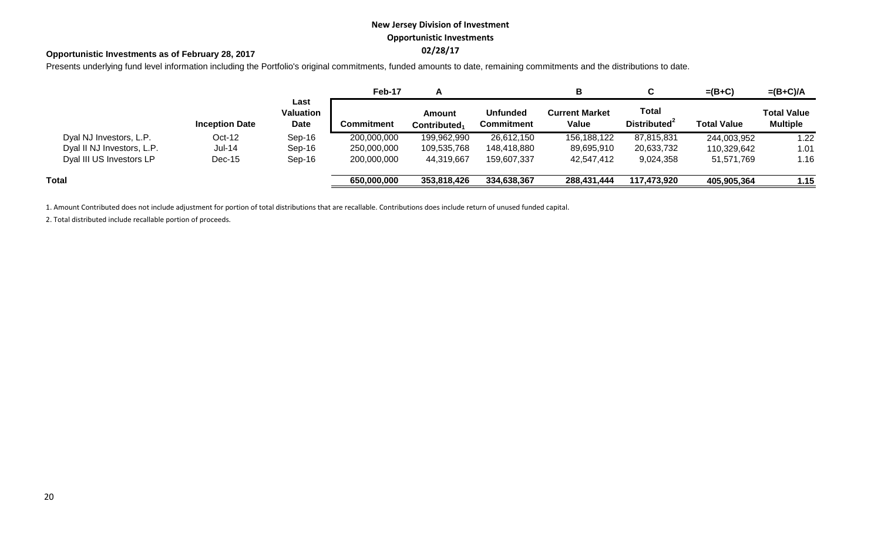**New Jersey Division of Investment**

**Opportunistic Investments**

**02/28/17**

**Opportunistic Investments as of February 28, 2017**

Presents underlying fund level information including the Portfolio's original commitments, funded amounts to date, remaining commitments and the distributions to date.

| | | | Feb-17 | A | | B | C | =(B+C) | =(B+C)/A |
|---|---|---|---|---|---|---|---|---|---|
| | **Inception Date** | **Last Valuation Date** | **Commitment** | **Amount Contributed[1]** | **Unfunded Commitment** | **Current Market Value** | **Total Distributed[2]** | **Total Value** | **Total Value Multiple** |
| Dyal NJ Investors, L.P. | Oct-12 | Sep-16 | 200,000,000 | 199,962,990 | 26,612,150 | 156,188,122 | 87,815,831 | 244,003,952 | 1.22 |
| Dyal II NJ Investors, L.P. | Jul-14 | Sep-16 | 250,000,000 | 109,535,768 | 148,418,880 | 89,695,910 | 20,633,732 | 110,329,642 | 1.01 |
| Dyal III US Investors LP | Dec-15 | Sep-16 | 200,000,000 | 44,319,667 | 159,607,337 | 42,547,412 | 9,024,358 | 51,571,769 | 1.16 |
| **Total** | | | **650,000,000** | **353,818,426** | **334,638,367** | **288,431,444** | **117,473,920** | **405,905,364** | **1.15** |

1. Amount Contributed does not include adjustment for portion of total distributions that are recallable. Contributions does include return of unused funded capital.

2. Total distributed include recallable portion of proceeds.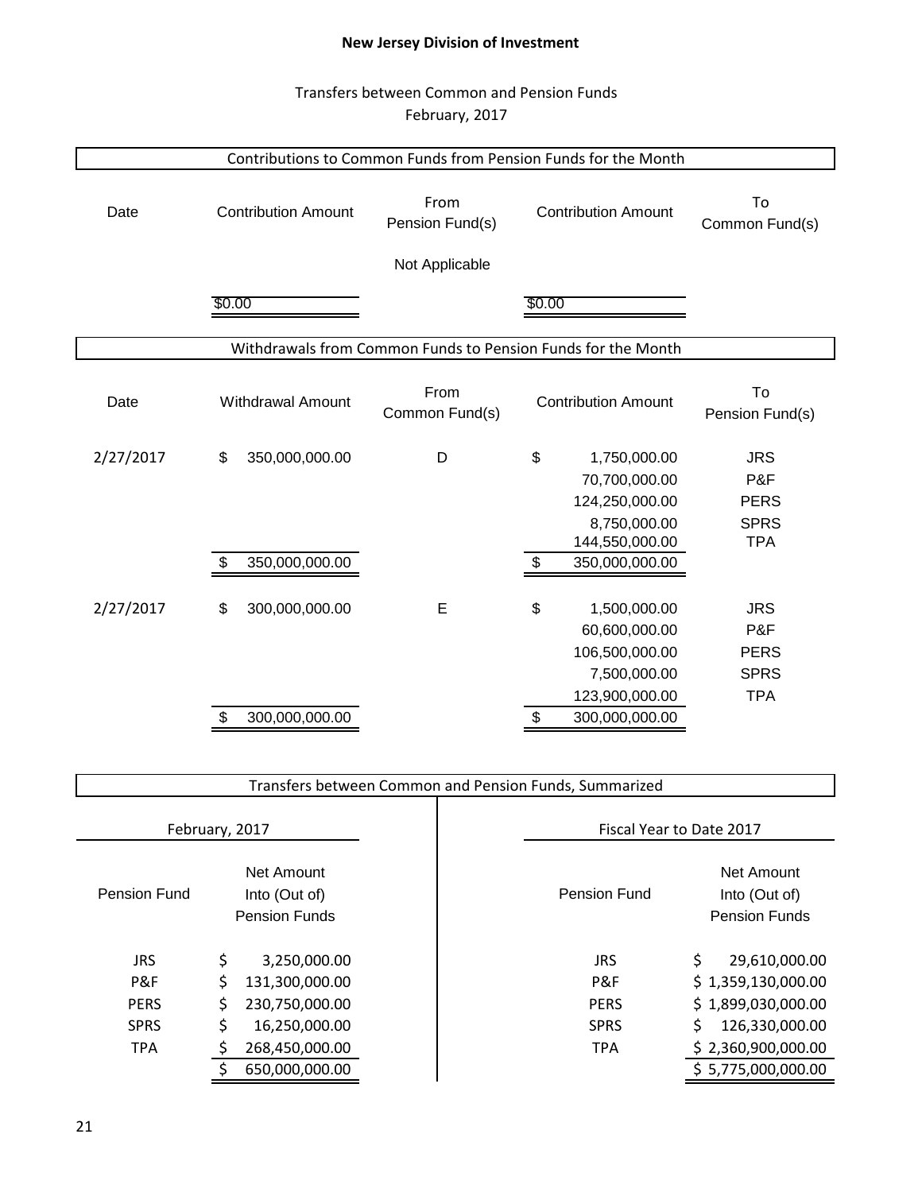**New Jersey Division of Investment**

Transfers between Common and Pension Funds

February, 2017

## Contributions to Common Funds from Pension Funds for the Month

| Date | Contribution Amount | From Pension Fund(s) | Contribution Amount | To Common Fund(s) |
|---|---|---|---|---|
| | | Not Applicable | | |
| | $0.00 | | $0.00 | |

## Withdrawals from Common Funds to Pension Funds for the Month

| Date | Withdrawal Amount | From Common Fund(s) | Contribution Amount | To Pension Fund(s) |
|---|---|---|---|---|
| 2/27/2017 | $ 350,000,000.00 | D | $ 1,750,000.00 | JRS |
| | | | 70,700,000.00 | P&F |
| | | | 124,250,000.00 | PERS |
| | | | 8,750,000.00 | SPRS |
| | | | 144,550,000.00 | TPA |
| | $ 350,000,000.00 | | $ 350,000,000.00 | |
| 2/27/2017 | $ 300,000,000.00 | E | $ 1,500,000.00 | JRS |
| | | | 60,600,000.00 | P&F |
| | | | 106,500,000.00 | PERS |
| | | | 7,500,000.00 | SPRS |
| | | | 123,900,000.00 | TPA |
| | $ 300,000,000.00 | | $ 300,000,000.00 | |

## Transfers between Common and Pension Funds, Summarized

**February, 2017**

| Pension Fund | Net Amount Into (Out of) Pension Funds |
|---|---|
| JRS | $ 3,250,000.00 |
| P&F | $ 131,300,000.00 |
| PERS | $ 230,750,000.00 |
| SPRS | $ 16,250,000.00 |
| TPA | $ 268,450,000.00 |
| | $ 650,000,000.00 |

**Fiscal Year to Date 2017**

| Pension Fund | Net Amount Into (Out of) Pension Funds |
|---|---|
| JRS | $ 29,610,000.00 |
| P&F | $ 1,359,130,000.00 |
| PERS | $ 1,899,030,000.00 |
| SPRS | $ 126,330,000.00 |
| TPA | $ 2,360,900,000.00 |
| | $ 5,775,000,000.00 |